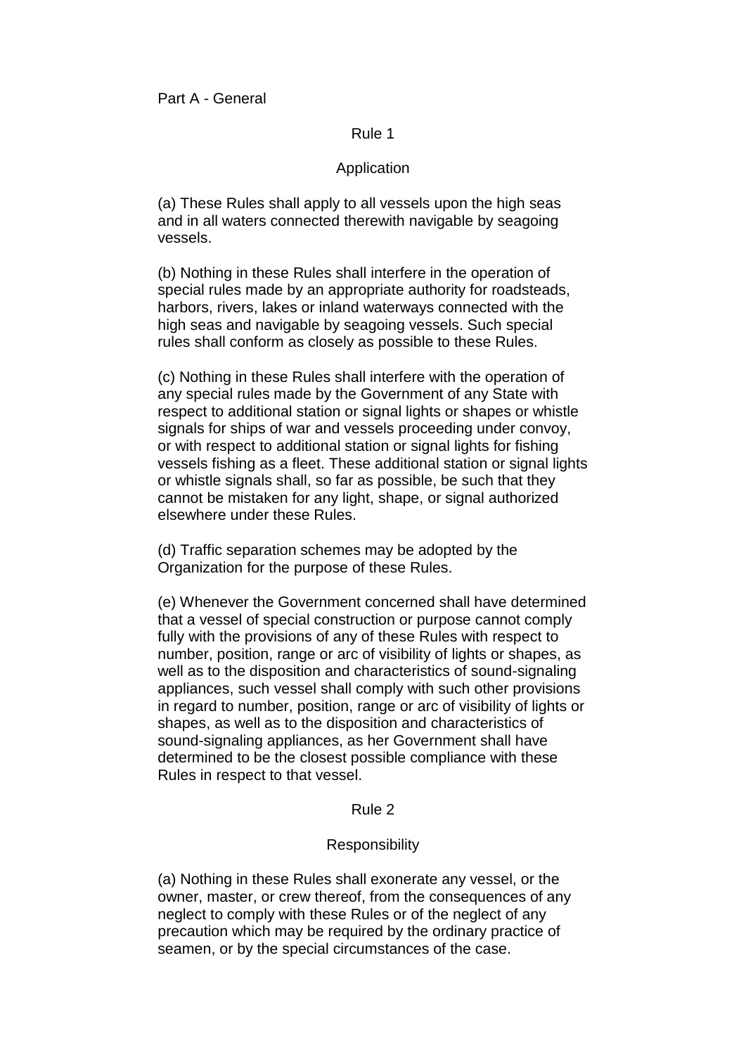# Part A - General

## Rule 1

### Application

(a) These Rules shall apply to all vessels upon the high seas and in all waters connected therewith navigable by seagoing vessels.

(b) Nothing in these Rules shall interfere in the operation of special rules made by an appropriate authority for roadsteads, harbors, rivers, lakes or inland waterways connected with the high seas and navigable by seagoing vessels. Such special rules shall conform as closely as possible to these Rules.

(c) Nothing in these Rules shall interfere with the operation of any special rules made by the Government of any State with respect to additional station or signal lights or shapes or whistle signals for ships of war and vessels proceeding under convoy, or with respect to additional station or signal lights for fishing vessels fishing as a fleet. These additional station or signal lights or whistle signals shall, so far as possible, be such that they cannot be mistaken for any light, shape, or signal authorized elsewhere under these Rules.

(d) Traffic separation schemes may be adopted by the Organization for the purpose of these Rules.

(e) Whenever the Government concerned shall have determined that a vessel of special construction or purpose cannot comply fully with the provisions of any of these Rules with respect to number, position, range or arc of visibility of lights or shapes, as well as to the disposition and characteristics of sound-signaling appliances, such vessel shall comply with such other provisions in regard to number, position, range or arc of visibility of lights or shapes, as well as to the disposition and characteristics of sound-signaling appliances, as her Government shall have determined to be the closest possible compliance with these Rules in respect to that vessel.

## Rule 2

### Responsibility

(a) Nothing in these Rules shall exonerate any vessel, or the owner, master, or crew thereof, from the consequences of any neglect to comply with these Rules or of the neglect of any precaution which may be required by the ordinary practice of seamen, or by the special circumstances of the case.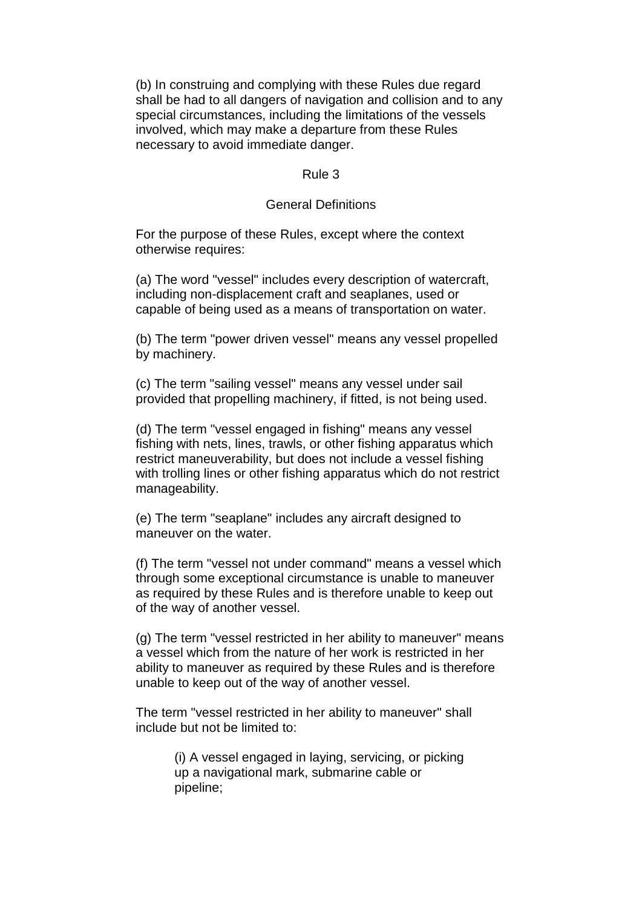(b) In construing and complying with these Rules due regard shall be had to all dangers of navigation and collision and to any special circumstances, including the limitations of the vessels involved, which may make a departure from these Rules necessary to avoid immediate danger.

## Rule 3

### General Definitions

For the purpose of these Rules, except where the context otherwise requires:

(a) The word "vessel" includes every description of watercraft, including non-displacement craft and seaplanes, used or capable of being used as a means of transportation on water.

(b) The term "power driven vessel" means any vessel propelled by machinery.

(c) The term "sailing vessel" means any vessel under sail provided that propelling machinery, if fitted, is not being used.

(d) The term "vessel engaged in fishing" means any vessel fishing with nets, lines, trawls, or other fishing apparatus which restrict maneuverability, but does not include a vessel fishing with trolling lines or other fishing apparatus which do not restrict manageability.

(e) The term "seaplane" includes any aircraft designed to maneuver on the water.

(f) The term "vessel not under command" means a vessel which through some exceptional circumstance is unable to maneuver as required by these Rules and is therefore unable to keep out of the way of another vessel.

(g) The term "vessel restricted in her ability to maneuver" means a vessel which from the nature of her work is restricted in her ability to maneuver as required by these Rules and is therefore unable to keep out of the way of another vessel.

The term "vessel restricted in her ability to maneuver" shall include but not be limited to:

> (i) A vessel engaged in laying, servicing, or picking up a navigational mark, submarine cable or pipeline;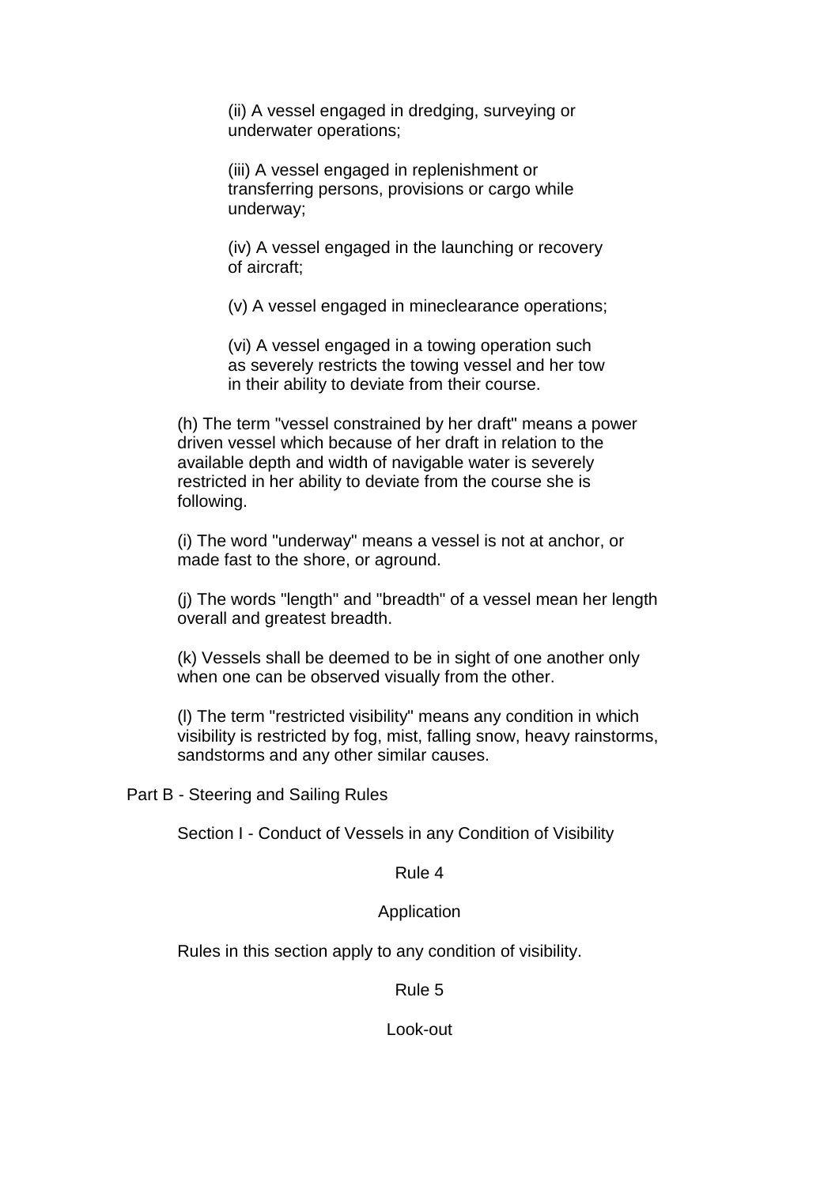(ii) A vessel engaged in dredging, surveying or underwater operations;

(iii) A vessel engaged in replenishment or transferring persons, provisions or cargo while underway;

(iv) A vessel engaged in the launching or recovery of aircraft;

(v) A vessel engaged in mineclearance operations;

(vi) A vessel engaged in a towing operation such as severely restricts the towing vessel and her tow in their ability to deviate from their course.

(h) The term "vessel constrained by her draft" means a power driven vessel which because of her draft in relation to the available depth and width of navigable water is severely restricted in her ability to deviate from the course she is following.

(i) The word "underway" means a vessel is not at anchor, or made fast to the shore, or aground.

(j) The words "length" and "breadth" of a vessel mean her length overall and greatest breadth.

(k) Vessels shall be deemed to be in sight of one another only when one can be observed visually from the other.

(l) The term "restricted visibility" means any condition in which visibility is restricted by fog, mist, falling snow, heavy rainstorms, sandstorms and any other similar causes.

## Part B - Steering and Sailing Rules

### Section I - Conduct of Vessels in any Condition of Visibility

#### Rule 4

#### Application

Rules in this section apply to any condition of visibility.

#### Rule 5

#### Look-out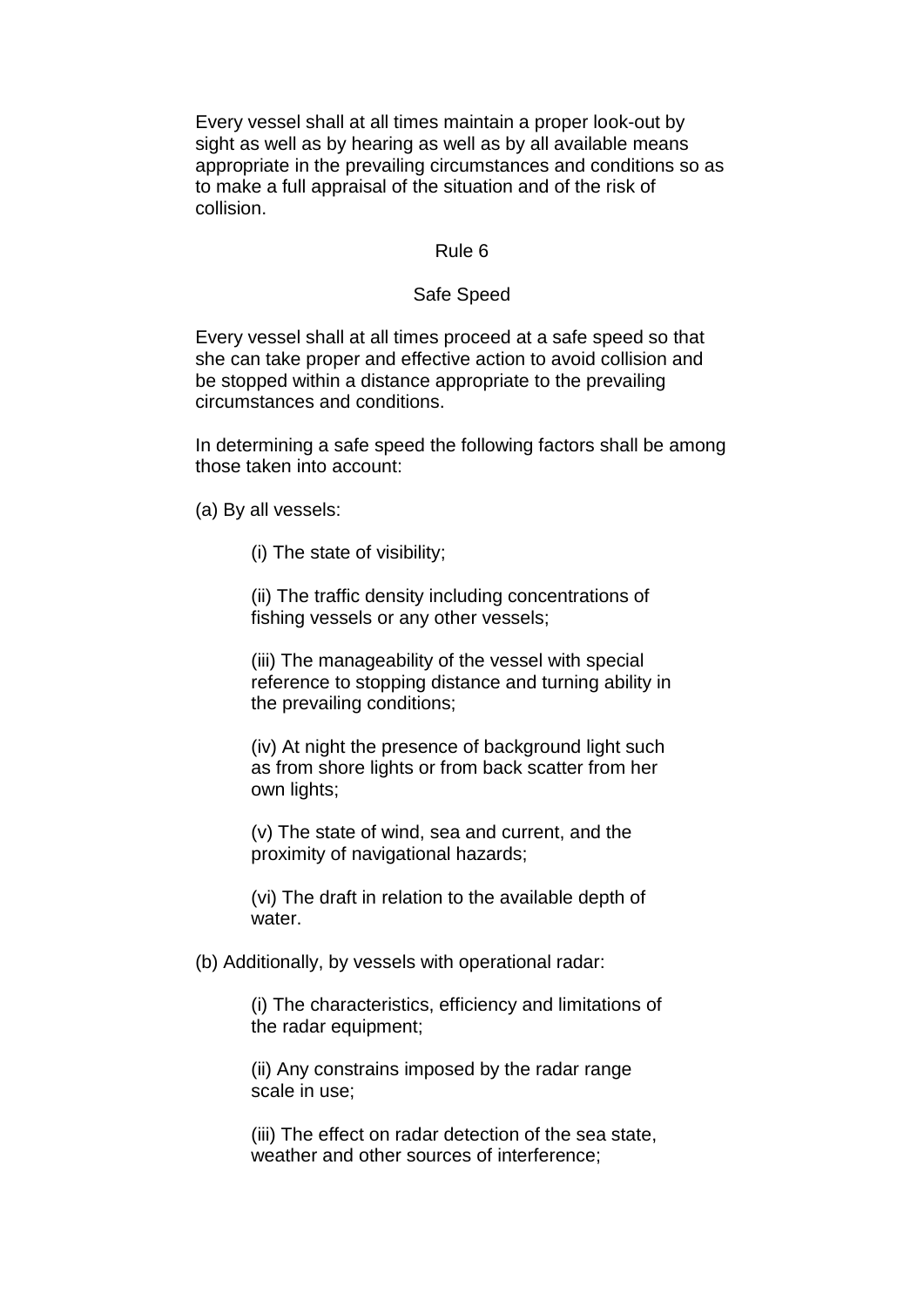Every vessel shall at all times maintain a proper look-out by sight as well as by hearing as well as by all available means appropriate in the prevailing circumstances and conditions so as to make a full appraisal of the situation and of the risk of collision.

## Rule 6

### Safe Speed

Every vessel shall at all times proceed at a safe speed so that she can take proper and effective action to avoid collision and be stopped within a distance appropriate to the prevailing circumstances and conditions.

In determining a safe speed the following factors shall be among those taken into account:

(a) By all vessels:

> (i) The state of visibility;
>
> (ii) The traffic density including concentrations of fishing vessels or any other vessels;
>
> (iii) The manageability of the vessel with special reference to stopping distance and turning ability in the prevailing conditions;
>
> (iv) At night the presence of background light such as from shore lights or from back scatter from her own lights;
>
> (v) The state of wind, sea and current, and the proximity of navigational hazards;
>
> (vi) The draft in relation to the available depth of water.

(b) Additionally, by vessels with operational radar:

> (i) The characteristics, efficiency and limitations of the radar equipment;
>
> (ii) Any constrains imposed by the radar range scale in use;
>
> (iii) The effect on radar detection of the sea state, weather and other sources of interference;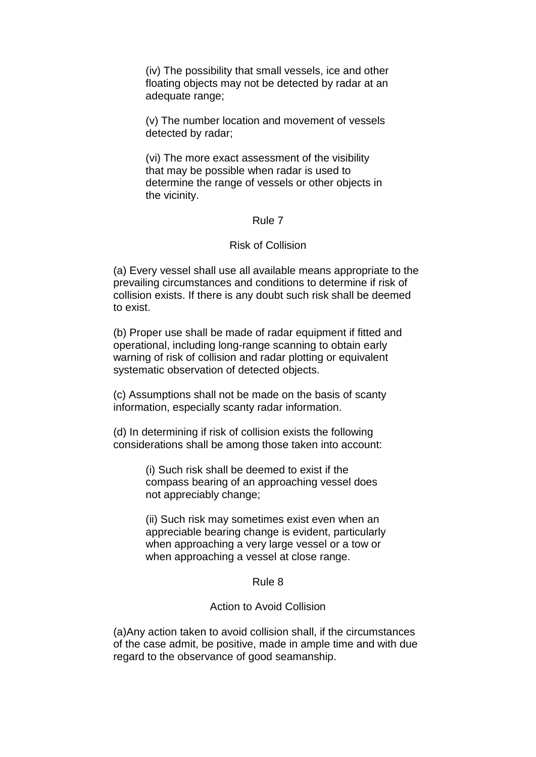(iv) The possibility that small vessels, ice and other floating objects may not be detected by radar at an adequate range;

(v) The number location and movement of vessels detected by radar;

(vi) The more exact assessment of the visibility that may be possible when radar is used to determine the range of vessels or other objects in the vicinity.

## Rule 7

### Risk of Collision

(a) Every vessel shall use all available means appropriate to the prevailing circumstances and conditions to determine if risk of collision exists. If there is any doubt such risk shall be deemed to exist.

(b) Proper use shall be made of radar equipment if fitted and operational, including long-range scanning to obtain early warning of risk of collision and radar plotting or equivalent systematic observation of detected objects.

(c) Assumptions shall not be made on the basis of scanty information, especially scanty radar information.

(d) In determining if risk of collision exists the following considerations shall be among those taken into account:

(i) Such risk shall be deemed to exist if the compass bearing of an approaching vessel does not appreciably change;

(ii) Such risk may sometimes exist even when an appreciable bearing change is evident, particularly when approaching a very large vessel or a tow or when approaching a vessel at close range.

## Rule 8

### Action to Avoid Collision

(a)Any action taken to avoid collision shall, if the circumstances of the case admit, be positive, made in ample time and with due regard to the observance of good seamanship.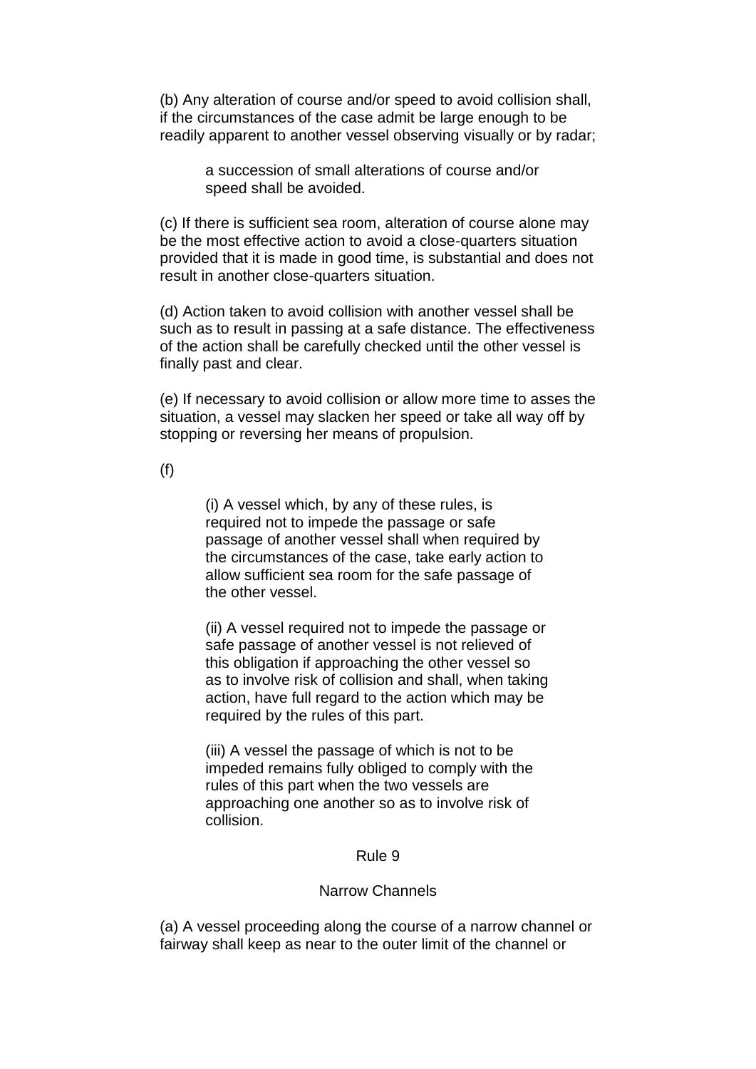(b) Any alteration of course and/or speed to avoid collision shall, if the circumstances of the case admit be large enough to be readily apparent to another vessel observing visually or by radar;

> a succession of small alterations of course and/or speed shall be avoided.

(c) If there is sufficient sea room, alteration of course alone may be the most effective action to avoid a close-quarters situation provided that it is made in good time, is substantial and does not result in another close-quarters situation.

(d) Action taken to avoid collision with another vessel shall be such as to result in passing at a safe distance. The effectiveness of the action shall be carefully checked until the other vessel is finally past and clear.

(e) If necessary to avoid collision or allow more time to asses the situation, a vessel may slacken her speed or take all way off by stopping or reversing her means of propulsion.

(f)

> (i) A vessel which, by any of these rules, is required not to impede the passage or safe passage of another vessel shall when required by the circumstances of the case, take early action to allow sufficient sea room for the safe passage of the other vessel.
>
> (ii) A vessel required not to impede the passage or safe passage of another vessel is not relieved of this obligation if approaching the other vessel so as to involve risk of collision and shall, when taking action, have full regard to the action which may be required by the rules of this part.
>
> (iii) A vessel the passage of which is not to be impeded remains fully obliged to comply with the rules of this part when the two vessels are approaching one another so as to involve risk of collision.

## Rule 9

## Narrow Channels

(a) A vessel proceeding along the course of a narrow channel or fairway shall keep as near to the outer limit of the channel or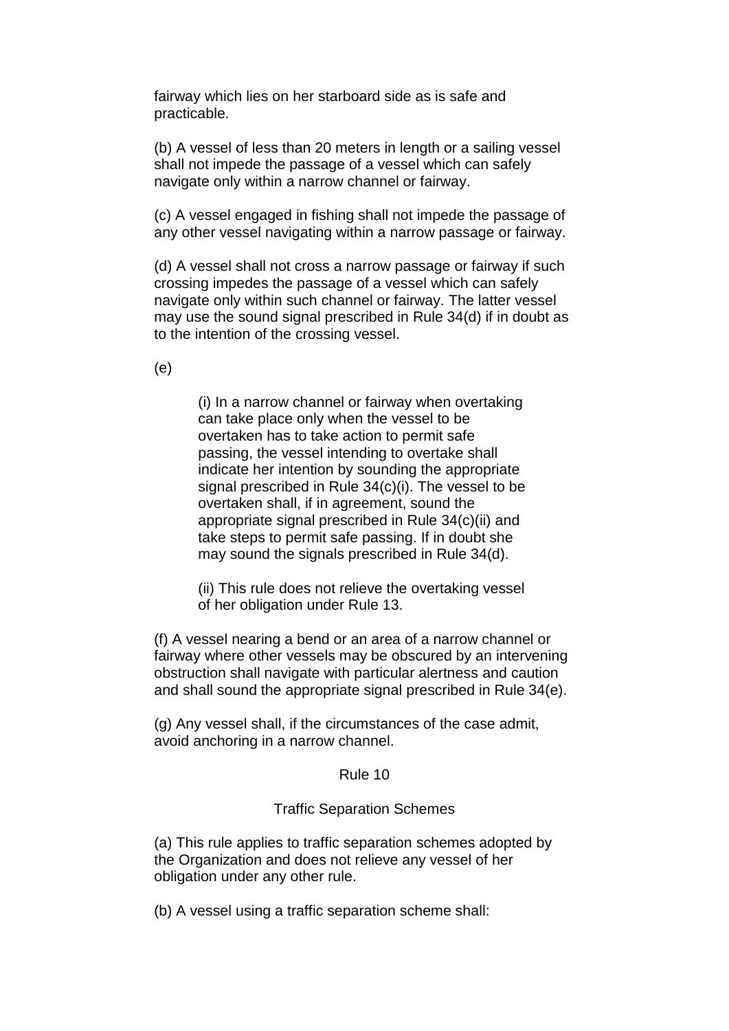fairway which lies on her starboard side as is safe and practicable.

(b) A vessel of less than 20 meters in length or a sailing vessel shall not impede the passage of a vessel which can safely navigate only within a narrow channel or fairway.

(c) A vessel engaged in fishing shall not impede the passage of any other vessel navigating within a narrow passage or fairway.

(d) A vessel shall not cross a narrow passage or fairway if such crossing impedes the passage of a vessel which can safely navigate only within such channel or fairway. The latter vessel may use the sound signal prescribed in Rule 34(d) if in doubt as to the intention of the crossing vessel.

(e)

> (i) In a narrow channel or fairway when overtaking can take place only when the vessel to be overtaken has to take action to permit safe passing, the vessel intending to overtake shall indicate her intention by sounding the appropriate signal prescribed in Rule 34(c)(i). The vessel to be overtaken shall, if in agreement, sound the appropriate signal prescribed in Rule 34(c)(ii) and take steps to permit safe passing. If in doubt she may sound the signals prescribed in Rule 34(d).
>
> (ii) This rule does not relieve the overtaking vessel of her obligation under Rule 13.

(f) A vessel nearing a bend or an area of a narrow channel or fairway where other vessels may be obscured by an intervening obstruction shall navigate with particular alertness and caution and shall sound the appropriate signal prescribed in Rule 34(e).

(g) Any vessel shall, if the circumstances of the case admit, avoid anchoring in a narrow channel.

## Rule 10

### Traffic Separation Schemes

(a) This rule applies to traffic separation schemes adopted by the Organization and does not relieve any vessel of her obligation under any other rule.

(b) A vessel using a traffic separation scheme shall: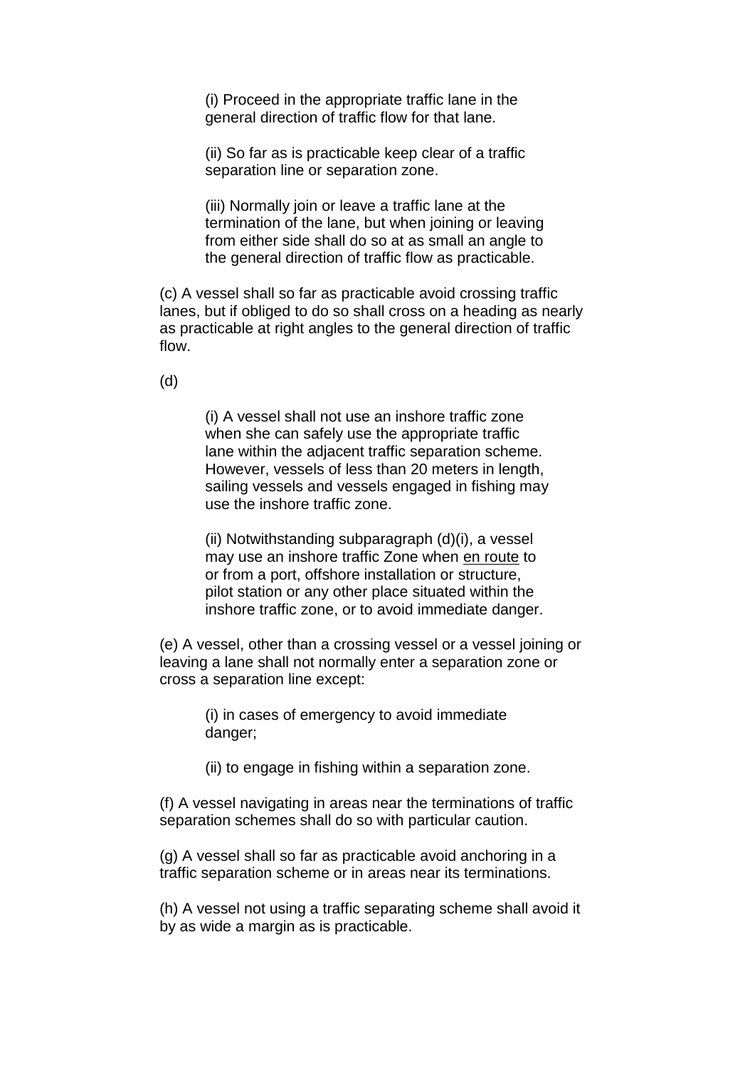(i) Proceed in the appropriate traffic lane in the general direction of traffic flow for that lane.

(ii) So far as is practicable keep clear of a traffic separation line or separation zone.

(iii) Normally join or leave a traffic lane at the termination of the lane, but when joining or leaving from either side shall do so at as small an angle to the general direction of traffic flow as practicable.

(c) A vessel shall so far as practicable avoid crossing traffic lanes, but if obliged to do so shall cross on a heading as nearly as practicable at right angles to the general direction of traffic flow.

(d)

(i) A vessel shall not use an inshore traffic zone when she can safely use the appropriate traffic lane within the adjacent traffic separation scheme. However, vessels of less than 20 meters in length, sailing vessels and vessels engaged in fishing may use the inshore traffic zone.

(ii) Notwithstanding subparagraph (d)(i), a vessel may use an inshore traffic Zone when en route to or from a port, offshore installation or structure, pilot station or any other place situated within the inshore traffic zone, or to avoid immediate danger.

(e) A vessel, other than a crossing vessel or a vessel joining or leaving a lane shall not normally enter a separation zone or cross a separation line except:

(i) in cases of emergency to avoid immediate danger;

(ii) to engage in fishing within a separation zone.

(f) A vessel navigating in areas near the terminations of traffic separation schemes shall do so with particular caution.

(g) A vessel shall so far as practicable avoid anchoring in a traffic separation scheme or in areas near its terminations.

(h) A vessel not using a traffic separating scheme shall avoid it by as wide a margin as is practicable.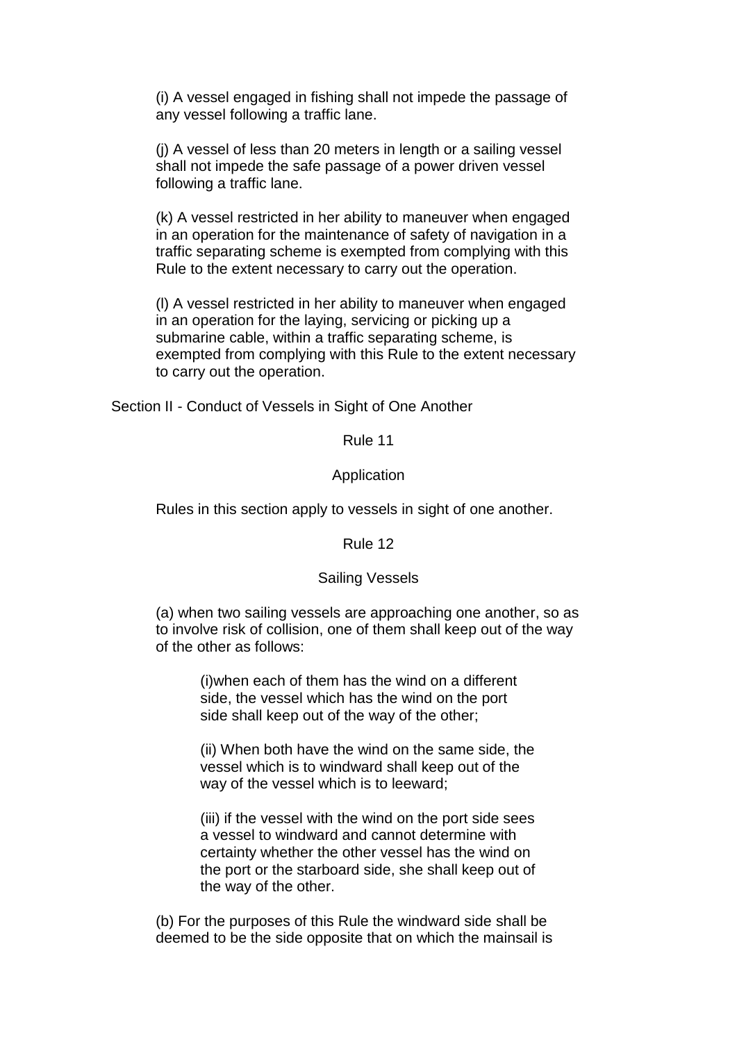(i) A vessel engaged in fishing shall not impede the passage of any vessel following a traffic lane.

(j) A vessel of less than 20 meters in length or a sailing vessel shall not impede the safe passage of a power driven vessel following a traffic lane.

(k) A vessel restricted in her ability to maneuver when engaged in an operation for the maintenance of safety of navigation in a traffic separating scheme is exempted from complying with this Rule to the extent necessary to carry out the operation.

(l) A vessel restricted in her ability to maneuver when engaged in an operation for the laying, servicing or picking up a submarine cable, within a traffic separating scheme, is exempted from complying with this Rule to the extent necessary to carry out the operation.

## Section II - Conduct of Vessels in Sight of One Another

### Rule 11

### Application

Rules in this section apply to vessels in sight of one another.

### Rule 12

### Sailing Vessels

(a) when two sailing vessels are approaching one another, so as to involve risk of collision, one of them shall keep out of the way of the other as follows:

> (i)when each of them has the wind on a different side, the vessel which has the wind on the port side shall keep out of the way of the other;
>
> (ii) When both have the wind on the same side, the vessel which is to windward shall keep out of the way of the vessel which is to leeward;
>
> (iii) if the vessel with the wind on the port side sees a vessel to windward and cannot determine with certainty whether the other vessel has the wind on the port or the starboard side, she shall keep out of the way of the other.

(b) For the purposes of this Rule the windward side shall be deemed to be the side opposite that on which the mainsail is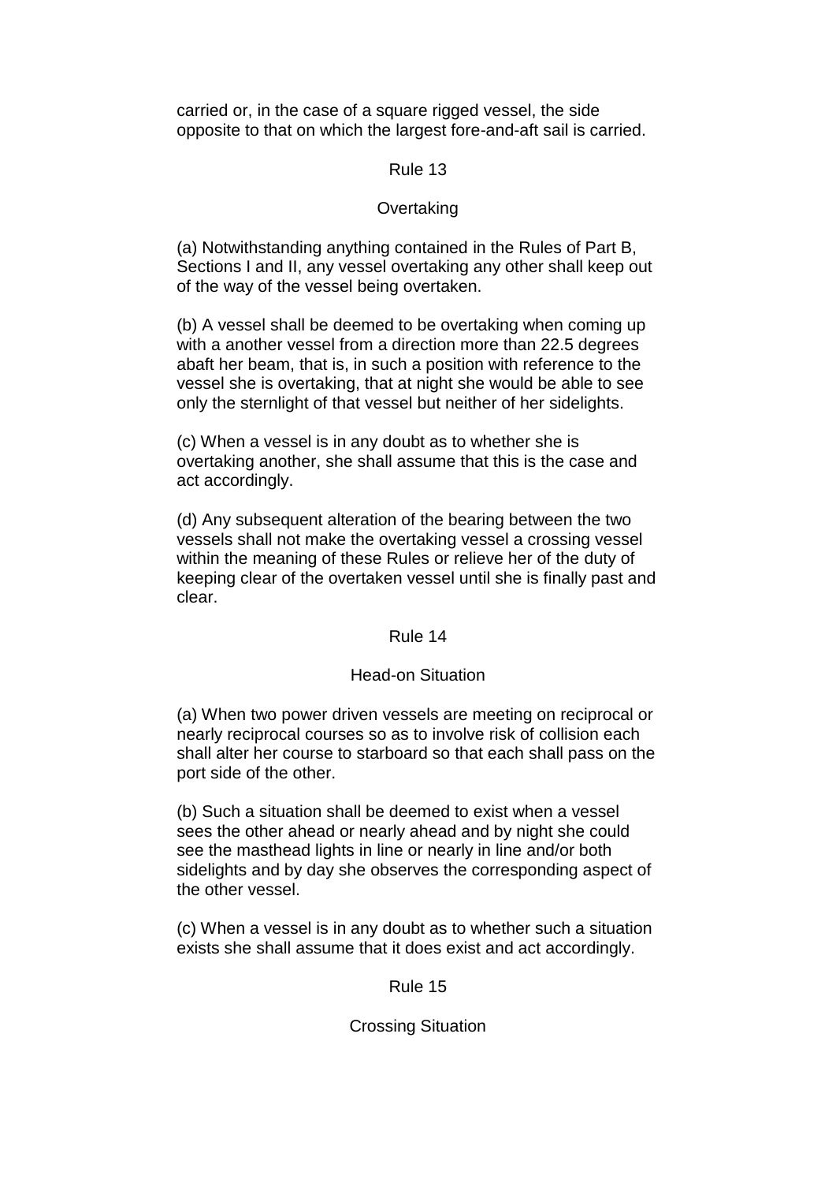carried or, in the case of a square rigged vessel, the side opposite to that on which the largest fore-and-aft sail is carried.

## Rule 13

### Overtaking

(a) Notwithstanding anything contained in the Rules of Part B, Sections I and II, any vessel overtaking any other shall keep out of the way of the vessel being overtaken.

(b) A vessel shall be deemed to be overtaking when coming up with a another vessel from a direction more than 22.5 degrees abaft her beam, that is, in such a position with reference to the vessel she is overtaking, that at night she would be able to see only the sternlight of that vessel but neither of her sidelights.

(c) When a vessel is in any doubt as to whether she is overtaking another, she shall assume that this is the case and act accordingly.

(d) Any subsequent alteration of the bearing between the two vessels shall not make the overtaking vessel a crossing vessel within the meaning of these Rules or relieve her of the duty of keeping clear of the overtaken vessel until she is finally past and clear.

## Rule 14

### Head-on Situation

(a) When two power driven vessels are meeting on reciprocal or nearly reciprocal courses so as to involve risk of collision each shall alter her course to starboard so that each shall pass on the port side of the other.

(b) Such a situation shall be deemed to exist when a vessel sees the other ahead or nearly ahead and by night she could see the masthead lights in line or nearly in line and/or both sidelights and by day she observes the corresponding aspect of the other vessel.

(c) When a vessel is in any doubt as to whether such a situation exists she shall assume that it does exist and act accordingly.

## Rule 15

### Crossing Situation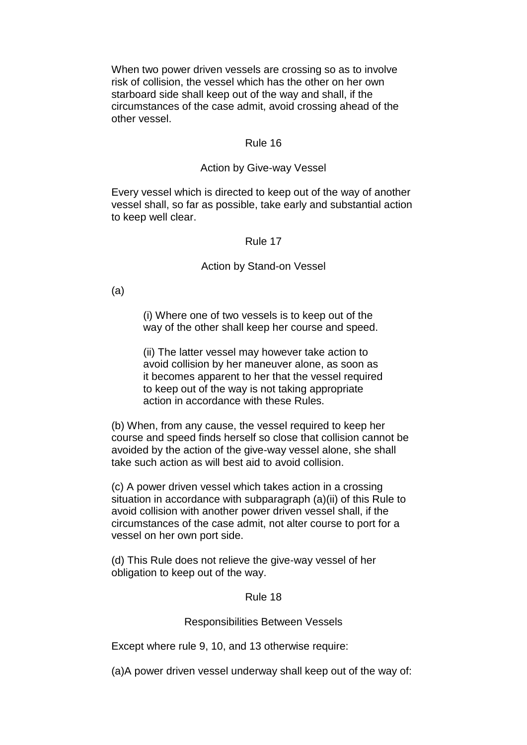When two power driven vessels are crossing so as to involve risk of collision, the vessel which has the other on her own starboard side shall keep out of the way and shall, if the circumstances of the case admit, avoid crossing ahead of the other vessel.

## Rule 16

### Action by Give-way Vessel

Every vessel which is directed to keep out of the way of another vessel shall, so far as possible, take early and substantial action to keep well clear.

## Rule 17

### Action by Stand-on Vessel

(a)

> (i) Where one of two vessels is to keep out of the way of the other shall keep her course and speed.
>
> (ii) The latter vessel may however take action to avoid collision by her maneuver alone, as soon as it becomes apparent to her that the vessel required to keep out of the way is not taking appropriate action in accordance with these Rules.

(b) When, from any cause, the vessel required to keep her course and speed finds herself so close that collision cannot be avoided by the action of the give-way vessel alone, she shall take such action as will best aid to avoid collision.

(c) A power driven vessel which takes action in a crossing situation in accordance with subparagraph (a)(ii) of this Rule to avoid collision with another power driven vessel shall, if the circumstances of the case admit, not alter course to port for a vessel on her own port side.

(d) This Rule does not relieve the give-way vessel of her obligation to keep out of the way.

## Rule 18

### Responsibilities Between Vessels

Except where rule 9, 10, and 13 otherwise require:

(a)A power driven vessel underway shall keep out of the way of: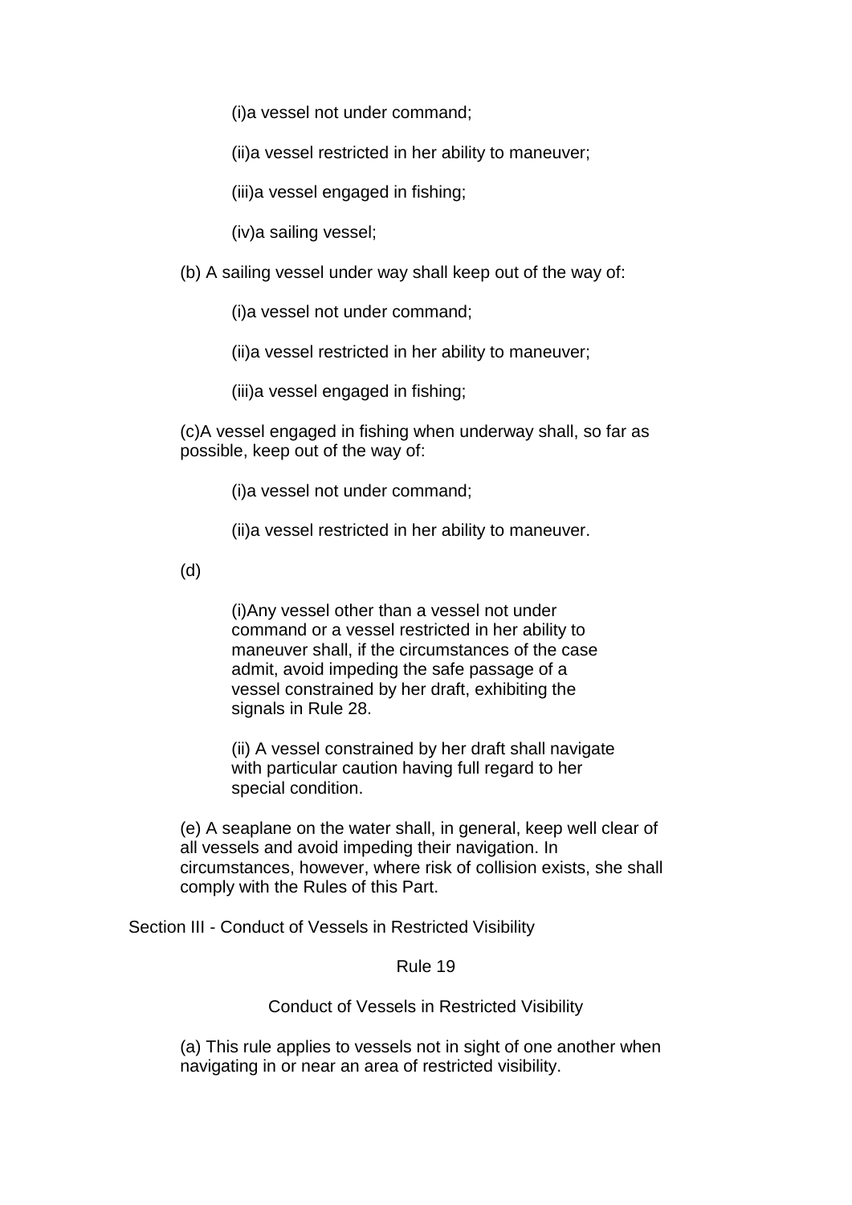(i)a vessel not under command;

(ii)a vessel restricted in her ability to maneuver;

(iii)a vessel engaged in fishing;

(iv)a sailing vessel;

(b) A sailing vessel under way shall keep out of the way of:

(i)a vessel not under command;

(ii)a vessel restricted in her ability to maneuver;

(iii)a vessel engaged in fishing;

(c)A vessel engaged in fishing when underway shall, so far as possible, keep out of the way of:

(i)a vessel not under command;

(ii)a vessel restricted in her ability to maneuver.

(d)

(i)Any vessel other than a vessel not under command or a vessel restricted in her ability to maneuver shall, if the circumstances of the case admit, avoid impeding the safe passage of a vessel constrained by her draft, exhibiting the signals in Rule 28.

(ii) A vessel constrained by her draft shall navigate with particular caution having full regard to her special condition.

(e) A seaplane on the water shall, in general, keep well clear of all vessels and avoid impeding their navigation. In circumstances, however, where risk of collision exists, she shall comply with the Rules of this Part.

## Section III - Conduct of Vessels in Restricted Visibility

### Rule 19

### Conduct of Vessels in Restricted Visibility

(a) This rule applies to vessels not in sight of one another when navigating in or near an area of restricted visibility.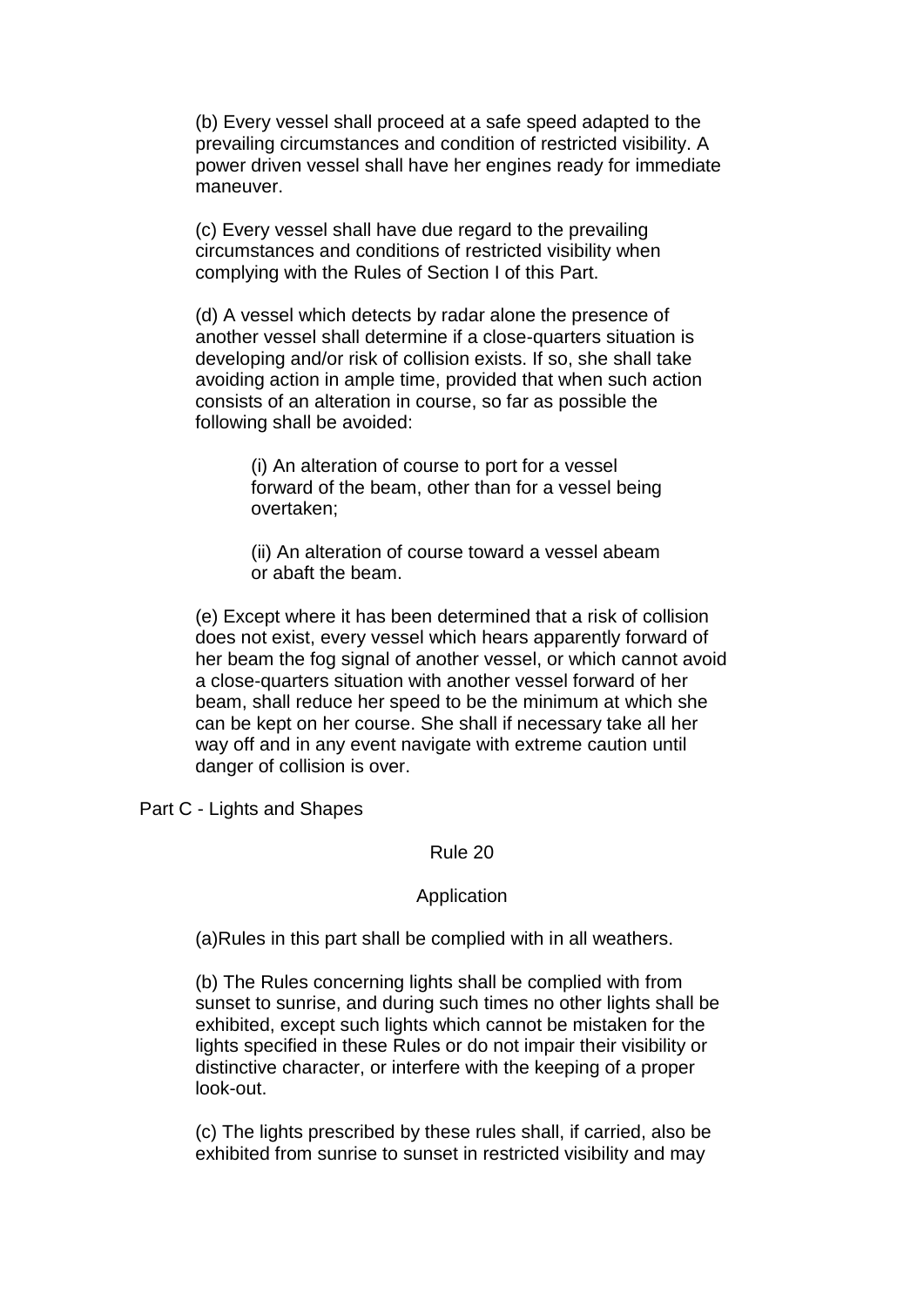(b) Every vessel shall proceed at a safe speed adapted to the prevailing circumstances and condition of restricted visibility. A power driven vessel shall have her engines ready for immediate maneuver.

(c) Every vessel shall have due regard to the prevailing circumstances and conditions of restricted visibility when complying with the Rules of Section I of this Part.

(d) A vessel which detects by radar alone the presence of another vessel shall determine if a close-quarters situation is developing and/or risk of collision exists. If so, she shall take avoiding action in ample time, provided that when such action consists of an alteration in course, so far as possible the following shall be avoided:

> (i) An alteration of course to port for a vessel forward of the beam, other than for a vessel being overtaken;
>
> (ii) An alteration of course toward a vessel abeam or abaft the beam.

(e) Except where it has been determined that a risk of collision does not exist, every vessel which hears apparently forward of her beam the fog signal of another vessel, or which cannot avoid a close-quarters situation with another vessel forward of her beam, shall reduce her speed to be the minimum at which she can be kept on her course. She shall if necessary take all her way off and in any event navigate with extreme caution until danger of collision is over.

## Part C - Lights and Shapes

### Rule 20

### Application

(a)Rules in this part shall be complied with in all weathers.

(b) The Rules concerning lights shall be complied with from sunset to sunrise, and during such times no other lights shall be exhibited, except such lights which cannot be mistaken for the lights specified in these Rules or do not impair their visibility or distinctive character, or interfere with the keeping of a proper look-out.

(c) The lights prescribed by these rules shall, if carried, also be exhibited from sunrise to sunset in restricted visibility and may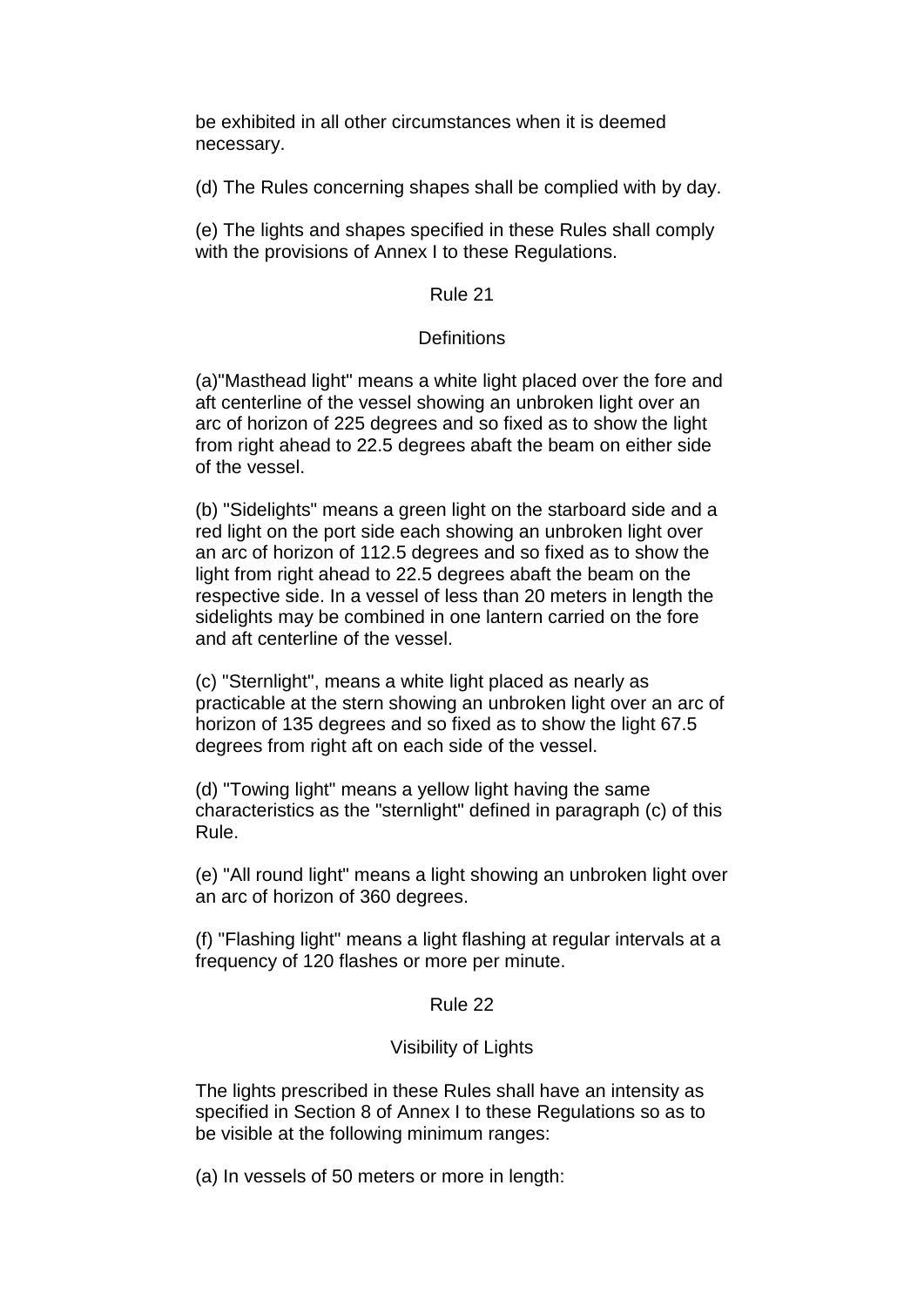be exhibited in all other circumstances when it is deemed necessary.

(d) The Rules concerning shapes shall be complied with by day.

(e) The lights and shapes specified in these Rules shall comply with the provisions of Annex I to these Regulations.

## Rule 21

### Definitions

(a)"Masthead light" means a white light placed over the fore and aft centerline of the vessel showing an unbroken light over an arc of horizon of 225 degrees and so fixed as to show the light from right ahead to 22.5 degrees abaft the beam on either side of the vessel.

(b) "Sidelights" means a green light on the starboard side and a red light on the port side each showing an unbroken light over an arc of horizon of 112.5 degrees and so fixed as to show the light from right ahead to 22.5 degrees abaft the beam on the respective side. In a vessel of less than 20 meters in length the sidelights may be combined in one lantern carried on the fore and aft centerline of the vessel.

(c) "Sternlight", means a white light placed as nearly as practicable at the stern showing an unbroken light over an arc of horizon of 135 degrees and so fixed as to show the light 67.5 degrees from right aft on each side of the vessel.

(d) "Towing light" means a yellow light having the same characteristics as the "sternlight" defined in paragraph (c) of this Rule.

(e) "All round light" means a light showing an unbroken light over an arc of horizon of 360 degrees.

(f) "Flashing light" means a light flashing at regular intervals at a frequency of 120 flashes or more per minute.

## Rule 22

### Visibility of Lights

The lights prescribed in these Rules shall have an intensity as specified in Section 8 of Annex I to these Regulations so as to be visible at the following minimum ranges:

(a) In vessels of 50 meters or more in length: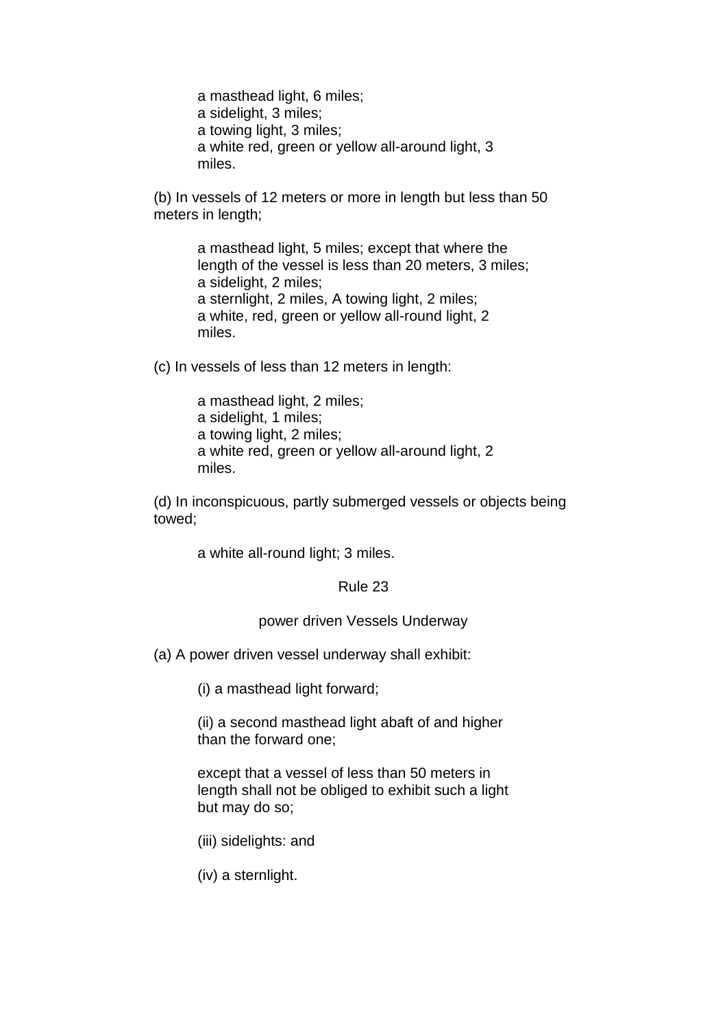a masthead light, 6 miles;
a sidelight, 3 miles;
a towing light, 3 miles;
a white red, green or yellow all-around light, 3 miles.

(b) In vessels of 12 meters or more in length but less than 50 meters in length;

a masthead light, 5 miles; except that where the length of the vessel is less than 20 meters, 3 miles;
a sidelight, 2 miles;
a sternlight, 2 miles, A towing light, 2 miles;
a white, red, green or yellow all-round light, 2 miles.

(c) In vessels of less than 12 meters in length:

a masthead light, 2 miles;
a sidelight, 1 miles;
a towing light, 2 miles;
a white red, green or yellow all-around light, 2 miles.

(d) In inconspicuous, partly submerged vessels or objects being towed;

a white all-round light; 3 miles.

## Rule 23

### power driven Vessels Underway

(a) A power driven vessel underway shall exhibit:

(i) a masthead light forward;

(ii) a second masthead light abaft of and higher than the forward one;

except that a vessel of less than 50 meters in length shall not be obliged to exhibit such a light but may do so;

(iii) sidelights: and

(iv) a sternlight.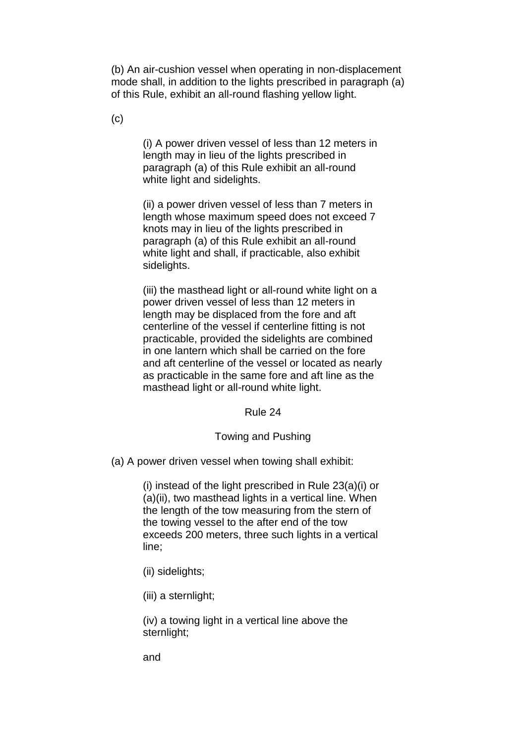(b) An air-cushion vessel when operating in non-displacement mode shall, in addition to the lights prescribed in paragraph (a) of this Rule, exhibit an all-round flashing yellow light.

(c)

> (i) A power driven vessel of less than 12 meters in length may in lieu of the lights prescribed in paragraph (a) of this Rule exhibit an all-round white light and sidelights.
>
> (ii) a power driven vessel of less than 7 meters in length whose maximum speed does not exceed 7 knots may in lieu of the lights prescribed in paragraph (a) of this Rule exhibit an all-round white light and shall, if practicable, also exhibit sidelights.
>
> (iii) the masthead light or all-round white light on a power driven vessel of less than 12 meters in length may be displaced from the fore and aft centerline of the vessel if centerline fitting is not practicable, provided the sidelights are combined in one lantern which shall be carried on the fore and aft centerline of the vessel or located as nearly as practicable in the same fore and aft line as the masthead light or all-round white light.

## Rule 24

### Towing and Pushing

(a) A power driven vessel when towing shall exhibit:

> (i) instead of the light prescribed in Rule 23(a)(i) or (a)(ii), two masthead lights in a vertical line. When the length of the tow measuring from the stern of the towing vessel to the after end of the tow exceeds 200 meters, three such lights in a vertical line;
>
> (ii) sidelights;
>
> (iii) a sternlight;
>
> (iv) a towing light in a vertical line above the sternlight;
>
> and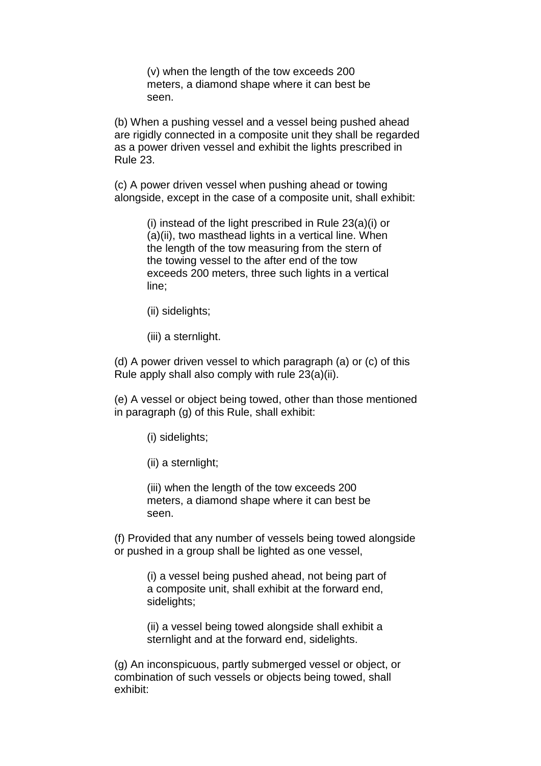(v) when the length of the tow exceeds 200 meters, a diamond shape where it can best be seen.

(b) When a pushing vessel and a vessel being pushed ahead are rigidly connected in a composite unit they shall be regarded as a power driven vessel and exhibit the lights prescribed in Rule 23.

(c) A power driven vessel when pushing ahead or towing alongside, except in the case of a composite unit, shall exhibit:

(i) instead of the light prescribed in Rule 23(a)(i) or (a)(ii), two masthead lights in a vertical line. When the length of the tow measuring from the stern of the towing vessel to the after end of the tow exceeds 200 meters, three such lights in a vertical line;

(ii) sidelights;

(iii) a sternlight.

(d) A power driven vessel to which paragraph (a) or (c) of this Rule apply shall also comply with rule 23(a)(ii).

(e) A vessel or object being towed, other than those mentioned in paragraph (g) of this Rule, shall exhibit:

(i) sidelights;

(ii) a sternlight;

(iii) when the length of the tow exceeds 200 meters, a diamond shape where it can best be seen.

(f) Provided that any number of vessels being towed alongside or pushed in a group shall be lighted as one vessel,

(i) a vessel being pushed ahead, not being part of a composite unit, shall exhibit at the forward end, sidelights;

(ii) a vessel being towed alongside shall exhibit a sternlight and at the forward end, sidelights.

(g) An inconspicuous, partly submerged vessel or object, or combination of such vessels or objects being towed, shall exhibit: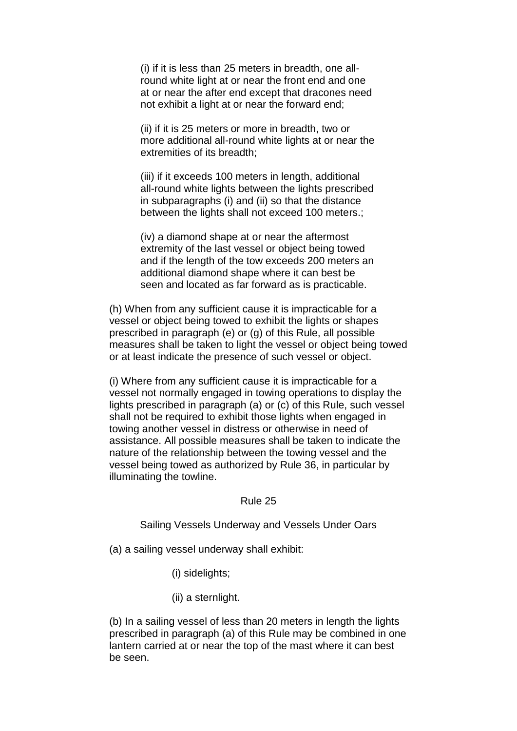(i) if it is less than 25 meters in breadth, one all-round white light at or near the front end and one at or near the after end except that dracones need not exhibit a light at or near the forward end;

(ii) if it is 25 meters or more in breadth, two or more additional all-round white lights at or near the extremities of its breadth;

(iii) if it exceeds 100 meters in length, additional all-round white lights between the lights prescribed in subparagraphs (i) and (ii) so that the distance between the lights shall not exceed 100 meters.;

(iv) a diamond shape at or near the aftermost extremity of the last vessel or object being towed and if the length of the tow exceeds 200 meters an additional diamond shape where it can best be seen and located as far forward as is practicable.

(h) When from any sufficient cause it is impracticable for a vessel or object being towed to exhibit the lights or shapes prescribed in paragraph (e) or (g) of this Rule, all possible measures shall be taken to light the vessel or object being towed or at least indicate the presence of such vessel or object.

(i) Where from any sufficient cause it is impracticable for a vessel not normally engaged in towing operations to display the lights prescribed in paragraph (a) or (c) of this Rule, such vessel shall not be required to exhibit those lights when engaged in towing another vessel in distress or otherwise in need of assistance. All possible measures shall be taken to indicate the nature of the relationship between the towing vessel and the vessel being towed as authorized by Rule 36, in particular by illuminating the towline.

## Rule 25

### Sailing Vessels Underway and Vessels Under Oars

(a) a sailing vessel underway shall exhibit:

(i) sidelights;

(ii) a sternlight.

(b) In a sailing vessel of less than 20 meters in length the lights prescribed in paragraph (a) of this Rule may be combined in one lantern carried at or near the top of the mast where it can best be seen.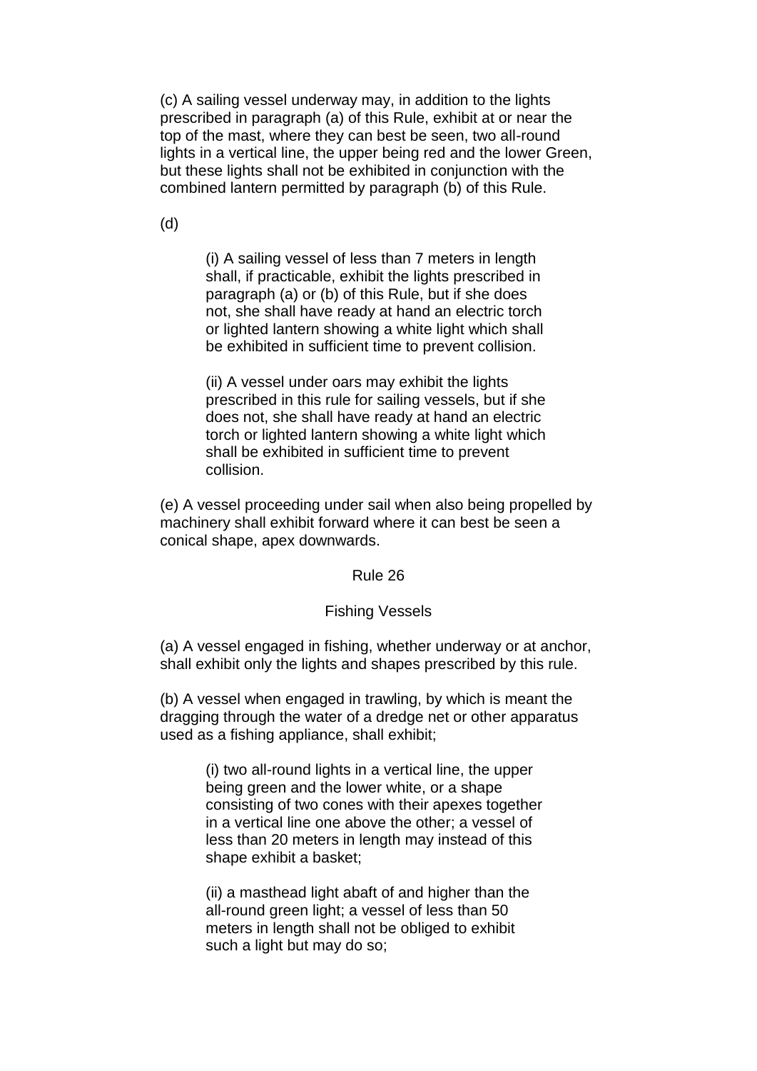(c) A sailing vessel underway may, in addition to the lights prescribed in paragraph (a) of this Rule, exhibit at or near the top of the mast, where they can best be seen, two all-round lights in a vertical line, the upper being red and the lower Green, but these lights shall not be exhibited in conjunction with the combined lantern permitted by paragraph (b) of this Rule.

(d)

> (i) A sailing vessel of less than 7 meters in length shall, if practicable, exhibit the lights prescribed in paragraph (a) or (b) of this Rule, but if she does not, she shall have ready at hand an electric torch or lighted lantern showing a white light which shall be exhibited in sufficient time to prevent collision.
>
> (ii) A vessel under oars may exhibit the lights prescribed in this rule for sailing vessels, but if she does not, she shall have ready at hand an electric torch or lighted lantern showing a white light which shall be exhibited in sufficient time to prevent collision.

(e) A vessel proceeding under sail when also being propelled by machinery shall exhibit forward where it can best be seen a conical shape, apex downwards.

## Rule 26

### Fishing Vessels

(a) A vessel engaged in fishing, whether underway or at anchor, shall exhibit only the lights and shapes prescribed by this rule.

(b) A vessel when engaged in trawling, by which is meant the dragging through the water of a dredge net or other apparatus used as a fishing appliance, shall exhibit;

> (i) two all-round lights in a vertical line, the upper being green and the lower white, or a shape consisting of two cones with their apexes together in a vertical line one above the other; a vessel of less than 20 meters in length may instead of this shape exhibit a basket;
>
> (ii) a masthead light abaft of and higher than the all-round green light; a vessel of less than 50 meters in length shall not be obliged to exhibit such a light but may do so;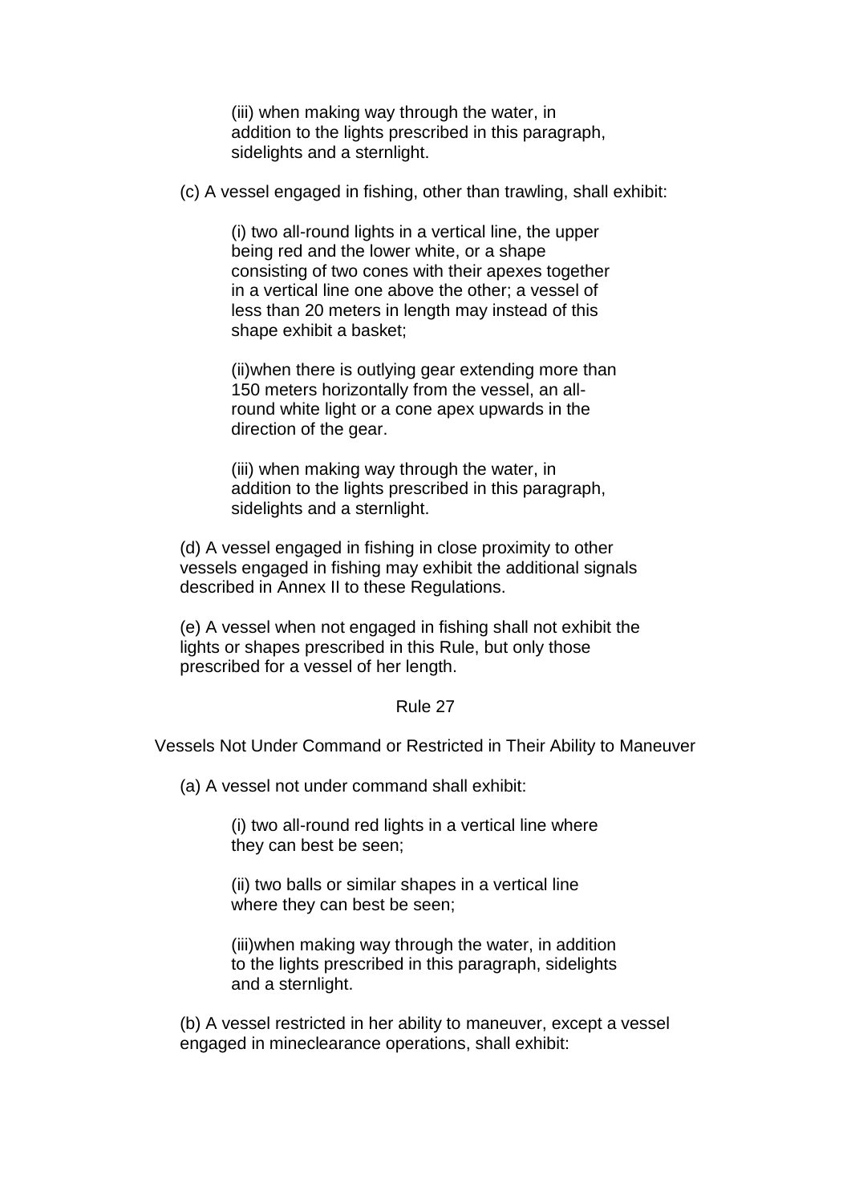(iii) when making way through the water, in addition to the lights prescribed in this paragraph, sidelights and a sternlight.

(c) A vessel engaged in fishing, other than trawling, shall exhibit:

(i) two all-round lights in a vertical line, the upper being red and the lower white, or a shape consisting of two cones with their apexes together in a vertical line one above the other; a vessel of less than 20 meters in length may instead of this shape exhibit a basket;

(ii)when there is outlying gear extending more than 150 meters horizontally from the vessel, an all-round white light or a cone apex upwards in the direction of the gear.

(iii) when making way through the water, in addition to the lights prescribed in this paragraph, sidelights and a sternlight.

(d) A vessel engaged in fishing in close proximity to other vessels engaged in fishing may exhibit the additional signals described in Annex II to these Regulations.

(e) A vessel when not engaged in fishing shall not exhibit the lights or shapes prescribed in this Rule, but only those prescribed for a vessel of her length.

## Rule 27

### Vessels Not Under Command or Restricted in Their Ability to Maneuver

(a) A vessel not under command shall exhibit:

(i) two all-round red lights in a vertical line where they can best be seen;

(ii) two balls or similar shapes in a vertical line where they can best be seen;

(iii)when making way through the water, in addition to the lights prescribed in this paragraph, sidelights and a sternlight.

(b) A vessel restricted in her ability to maneuver, except a vessel engaged in mineclearance operations, shall exhibit: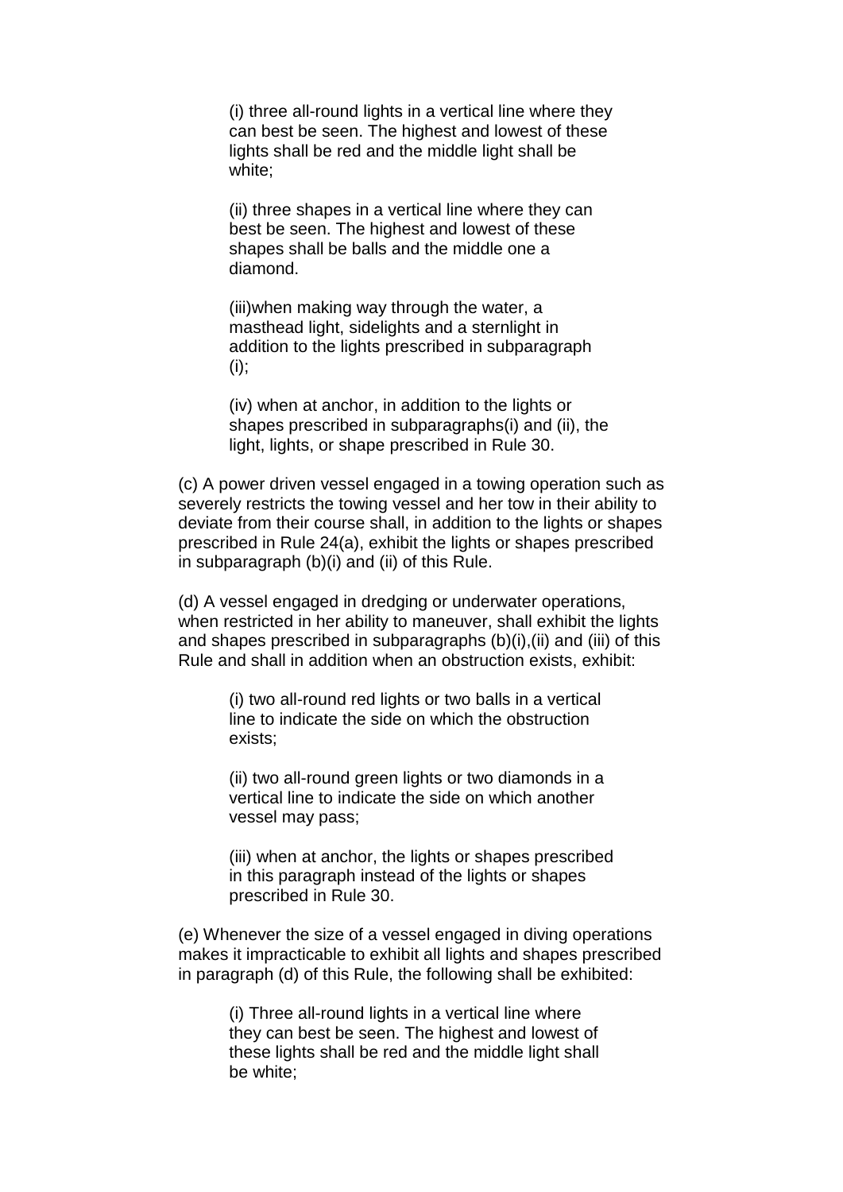(i) three all-round lights in a vertical line where they can best be seen. The highest and lowest of these lights shall be red and the middle light shall be white;

(ii) three shapes in a vertical line where they can best be seen. The highest and lowest of these shapes shall be balls and the middle one a diamond.

(iii)when making way through the water, a masthead light, sidelights and a sternlight in addition to the lights prescribed in subparagraph (i);

(iv) when at anchor, in addition to the lights or shapes prescribed in subparagraphs(i) and (ii), the light, lights, or shape prescribed in Rule 30.

(c) A power driven vessel engaged in a towing operation such as severely restricts the towing vessel and her tow in their ability to deviate from their course shall, in addition to the lights or shapes prescribed in Rule 24(a), exhibit the lights or shapes prescribed in subparagraph (b)(i) and (ii) of this Rule.

(d) A vessel engaged in dredging or underwater operations, when restricted in her ability to maneuver, shall exhibit the lights and shapes prescribed in subparagraphs (b)(i),(ii) and (iii) of this Rule and shall in addition when an obstruction exists, exhibit:

(i) two all-round red lights or two balls in a vertical line to indicate the side on which the obstruction exists;

(ii) two all-round green lights or two diamonds in a vertical line to indicate the side on which another vessel may pass;

(iii) when at anchor, the lights or shapes prescribed in this paragraph instead of the lights or shapes prescribed in Rule 30.

(e) Whenever the size of a vessel engaged in diving operations makes it impracticable to exhibit all lights and shapes prescribed in paragraph (d) of this Rule, the following shall be exhibited:

(i) Three all-round lights in a vertical line where they can best be seen. The highest and lowest of these lights shall be red and the middle light shall be white;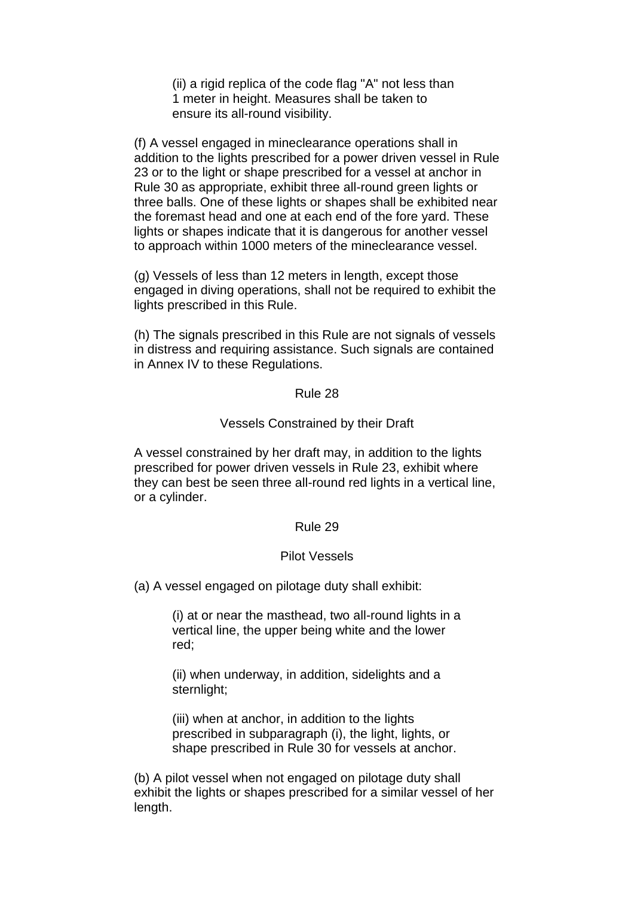(ii) a rigid replica of the code flag "A" not less than 1 meter in height. Measures shall be taken to ensure its all-round visibility.

(f) A vessel engaged in mineclearance operations shall in addition to the lights prescribed for a power driven vessel in Rule 23 or to the light or shape prescribed for a vessel at anchor in Rule 30 as appropriate, exhibit three all-round green lights or three balls. One of these lights or shapes shall be exhibited near the foremast head and one at each end of the fore yard. These lights or shapes indicate that it is dangerous for another vessel to approach within 1000 meters of the mineclearance vessel.

(g) Vessels of less than 12 meters in length, except those engaged in diving operations, shall not be required to exhibit the lights prescribed in this Rule.

(h) The signals prescribed in this Rule are not signals of vessels in distress and requiring assistance. Such signals are contained in Annex IV to these Regulations.

## Rule 28

### Vessels Constrained by their Draft

A vessel constrained by her draft may, in addition to the lights prescribed for power driven vessels in Rule 23, exhibit where they can best be seen three all-round red lights in a vertical line, or a cylinder.

## Rule 29

### Pilot Vessels

(a) A vessel engaged on pilotage duty shall exhibit:

(i) at or near the masthead, two all-round lights in a vertical line, the upper being white and the lower red;

(ii) when underway, in addition, sidelights and a sternlight;

(iii) when at anchor, in addition to the lights prescribed in subparagraph (i), the light, lights, or shape prescribed in Rule 30 for vessels at anchor.

(b) A pilot vessel when not engaged on pilotage duty shall exhibit the lights or shapes prescribed for a similar vessel of her length.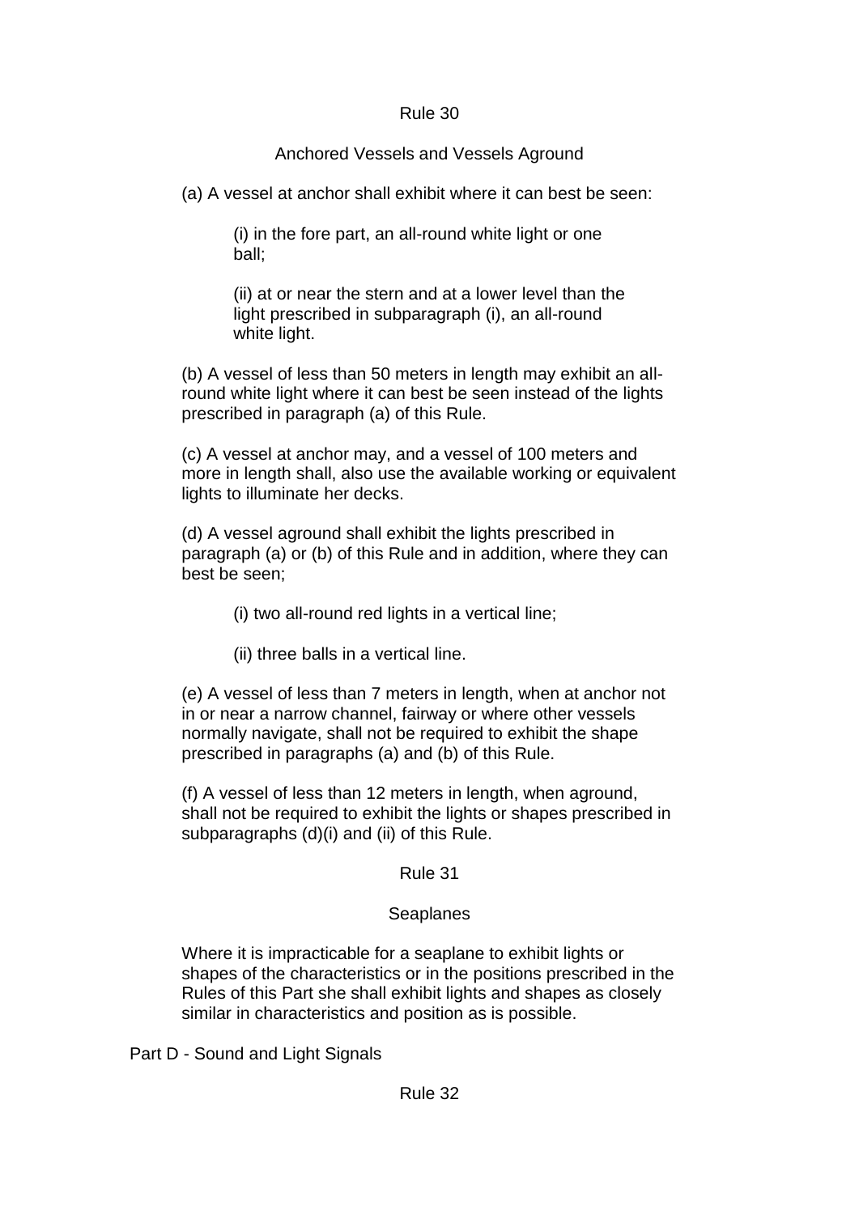## Rule 30

### Anchored Vessels and Vessels Aground

(a) A vessel at anchor shall exhibit where it can best be seen:

(i) in the fore part, an all-round white light or one ball;

(ii) at or near the stern and at a lower level than the light prescribed in subparagraph (i), an all-round white light.

(b) A vessel of less than 50 meters in length may exhibit an all-round white light where it can best be seen instead of the lights prescribed in paragraph (a) of this Rule.

(c) A vessel at anchor may, and a vessel of 100 meters and more in length shall, also use the available working or equivalent lights to illuminate her decks.

(d) A vessel aground shall exhibit the lights prescribed in paragraph (a) or (b) of this Rule and in addition, where they can best be seen;

(i) two all-round red lights in a vertical line;

(ii) three balls in a vertical line.

(e) A vessel of less than 7 meters in length, when at anchor not in or near a narrow channel, fairway or where other vessels normally navigate, shall not be required to exhibit the shape prescribed in paragraphs (a) and (b) of this Rule.

(f) A vessel of less than 12 meters in length, when aground, shall not be required to exhibit the lights or shapes prescribed in subparagraphs (d)(i) and (ii) of this Rule.

## Rule 31

### Seaplanes

Where it is impracticable for a seaplane to exhibit lights or shapes of the characteristics or in the positions prescribed in the Rules of this Part she shall exhibit lights and shapes as closely similar in characteristics and position as is possible.

# Part D - Sound and Light Signals

## Rule 32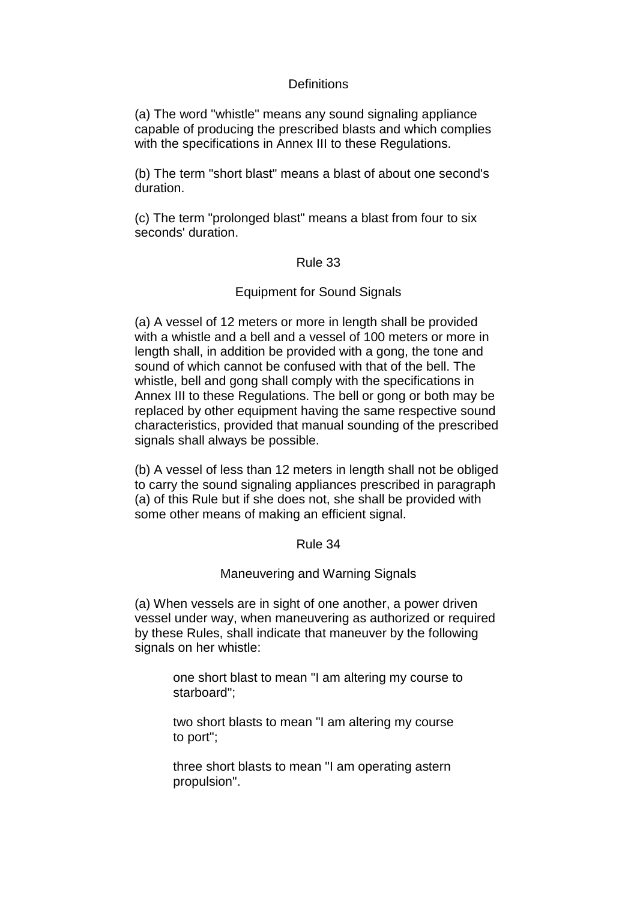### Definitions

(a) The word "whistle" means any sound signaling appliance capable of producing the prescribed blasts and which complies with the specifications in Annex III to these Regulations.

(b) The term "short blast" means a blast of about one second's duration.

(c) The term "prolonged blast" means a blast from four to six seconds' duration.

## Rule 33

### Equipment for Sound Signals

(a) A vessel of 12 meters or more in length shall be provided with a whistle and a bell and a vessel of 100 meters or more in length shall, in addition be provided with a gong, the tone and sound of which cannot be confused with that of the bell. The whistle, bell and gong shall comply with the specifications in Annex III to these Regulations. The bell or gong or both may be replaced by other equipment having the same respective sound characteristics, provided that manual sounding of the prescribed signals shall always be possible.

(b) A vessel of less than 12 meters in length shall not be obliged to carry the sound signaling appliances prescribed in paragraph (a) of this Rule but if she does not, she shall be provided with some other means of making an efficient signal.

## Rule 34

### Maneuvering and Warning Signals

(a) When vessels are in sight of one another, a power driven vessel under way, when maneuvering as authorized or required by these Rules, shall indicate that maneuver by the following signals on her whistle:

> one short blast to mean "I am altering my course to starboard";
>
> two short blasts to mean "I am altering my course to port";
>
> three short blasts to mean "I am operating astern propulsion".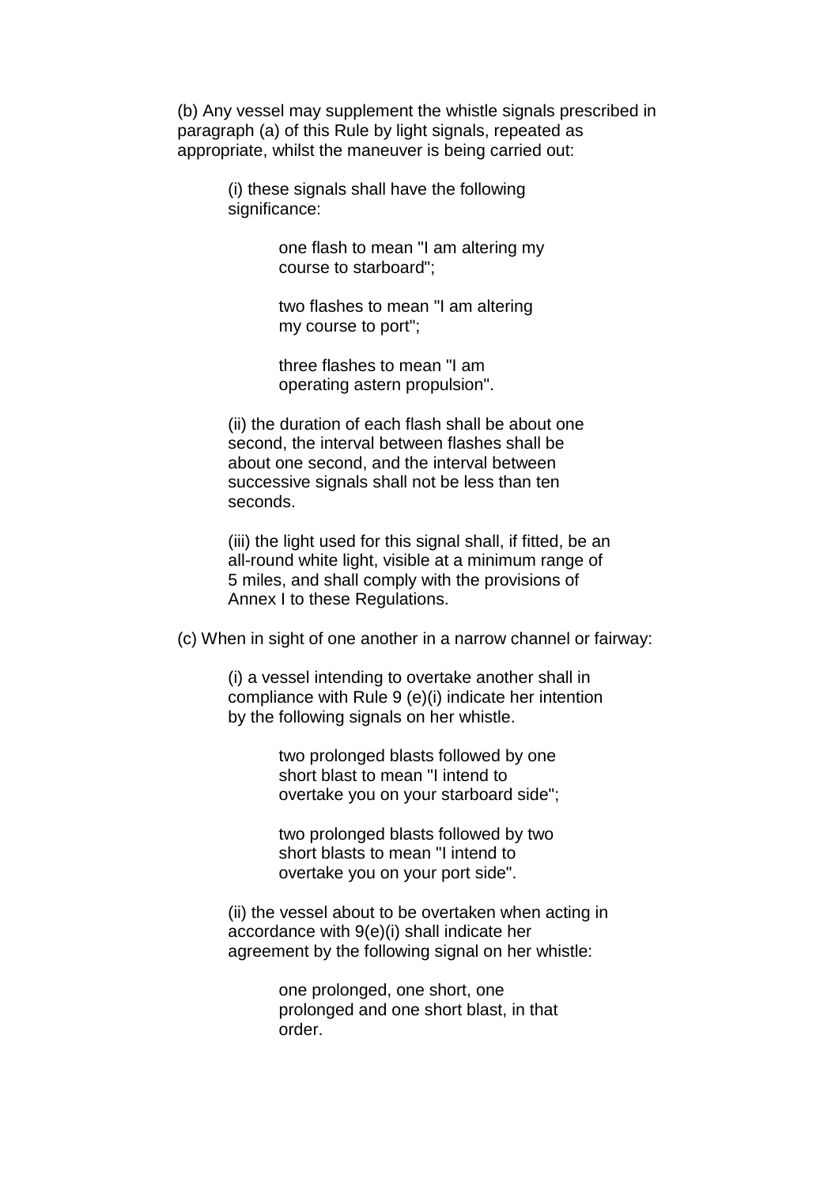(b) Any vessel may supplement the whistle signals prescribed in paragraph (a) of this Rule by light signals, repeated as appropriate, whilst the maneuver is being carried out:

> (i) these signals shall have the following significance:
>
> > one flash to mean "I am altering my course to starboard";
> >
> > two flashes to mean "I am altering my course to port";
> >
> > three flashes to mean "I am operating astern propulsion".
>
> (ii) the duration of each flash shall be about one second, the interval between flashes shall be about one second, and the interval between successive signals shall not be less than ten seconds.
>
> (iii) the light used for this signal shall, if fitted, be an all-round white light, visible at a minimum range of 5 miles, and shall comply with the provisions of Annex I to these Regulations.

(c) When in sight of one another in a narrow channel or fairway:

> (i) a vessel intending to overtake another shall in compliance with Rule 9 (e)(i) indicate her intention by the following signals on her whistle.
>
> > two prolonged blasts followed by one short blast to mean "I intend to overtake you on your starboard side";
> >
> > two prolonged blasts followed by two short blasts to mean "I intend to overtake you on your port side".
>
> (ii) the vessel about to be overtaken when acting in accordance with 9(e)(i) shall indicate her agreement by the following signal on her whistle:
>
> > one prolonged, one short, one prolonged and one short blast, in that order.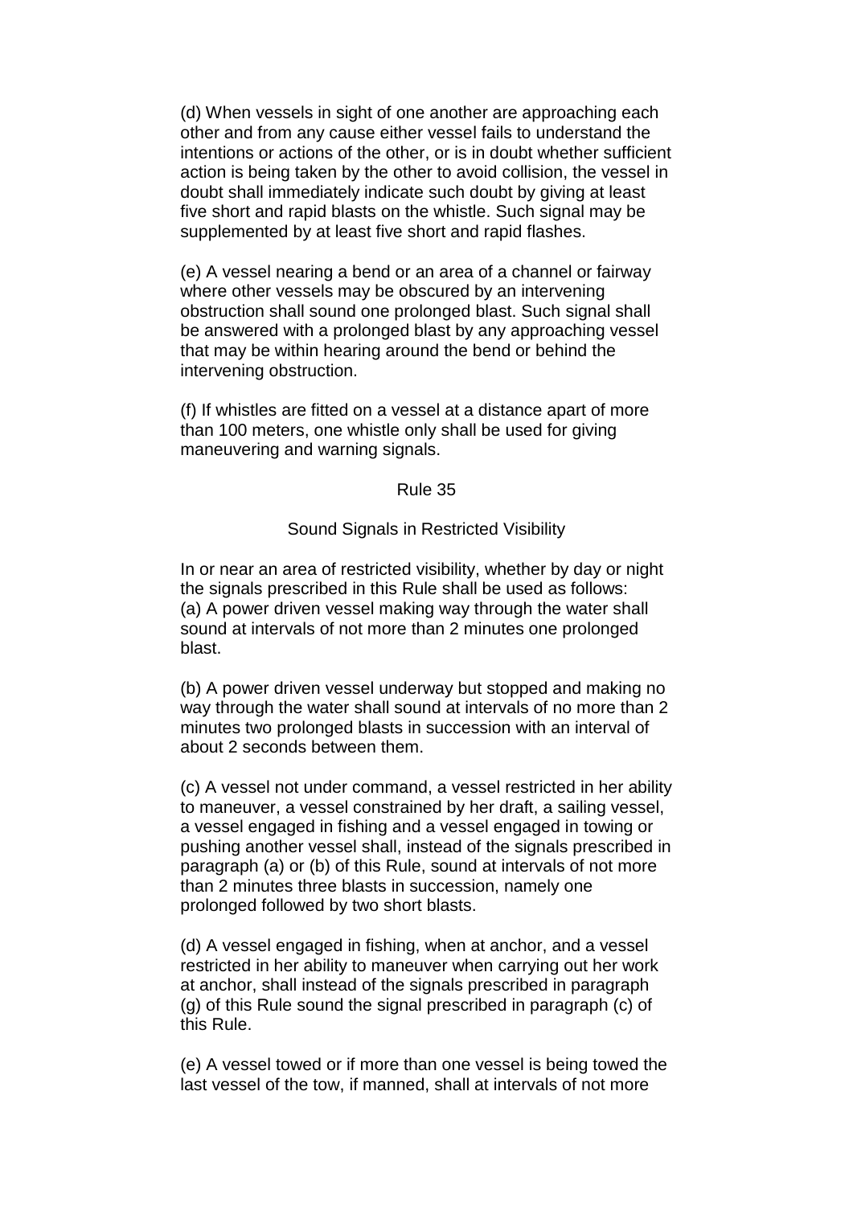(d) When vessels in sight of one another are approaching each other and from any cause either vessel fails to understand the intentions or actions of the other, or is in doubt whether sufficient action is being taken by the other to avoid collision, the vessel in doubt shall immediately indicate such doubt by giving at least five short and rapid blasts on the whistle. Such signal may be supplemented by at least five short and rapid flashes.

(e) A vessel nearing a bend or an area of a channel or fairway where other vessels may be obscured by an intervening obstruction shall sound one prolonged blast. Such signal shall be answered with a prolonged blast by any approaching vessel that may be within hearing around the bend or behind the intervening obstruction.

(f) If whistles are fitted on a vessel at a distance apart of more than 100 meters, one whistle only shall be used for giving maneuvering and warning signals.

## Rule 35

### Sound Signals in Restricted Visibility

In or near an area of restricted visibility, whether by day or night the signals prescribed in this Rule shall be used as follows:
(a) A power driven vessel making way through the water shall sound at intervals of not more than 2 minutes one prolonged blast.

(b) A power driven vessel underway but stopped and making no way through the water shall sound at intervals of no more than 2 minutes two prolonged blasts in succession with an interval of about 2 seconds between them.

(c) A vessel not under command, a vessel restricted in her ability to maneuver, a vessel constrained by her draft, a sailing vessel, a vessel engaged in fishing and a vessel engaged in towing or pushing another vessel shall, instead of the signals prescribed in paragraph (a) or (b) of this Rule, sound at intervals of not more than 2 minutes three blasts in succession, namely one prolonged followed by two short blasts.

(d) A vessel engaged in fishing, when at anchor, and a vessel restricted in her ability to maneuver when carrying out her work at anchor, shall instead of the signals prescribed in paragraph (g) of this Rule sound the signal prescribed in paragraph (c) of this Rule.

(e) A vessel towed or if more than one vessel is being towed the last vessel of the tow, if manned, shall at intervals of not more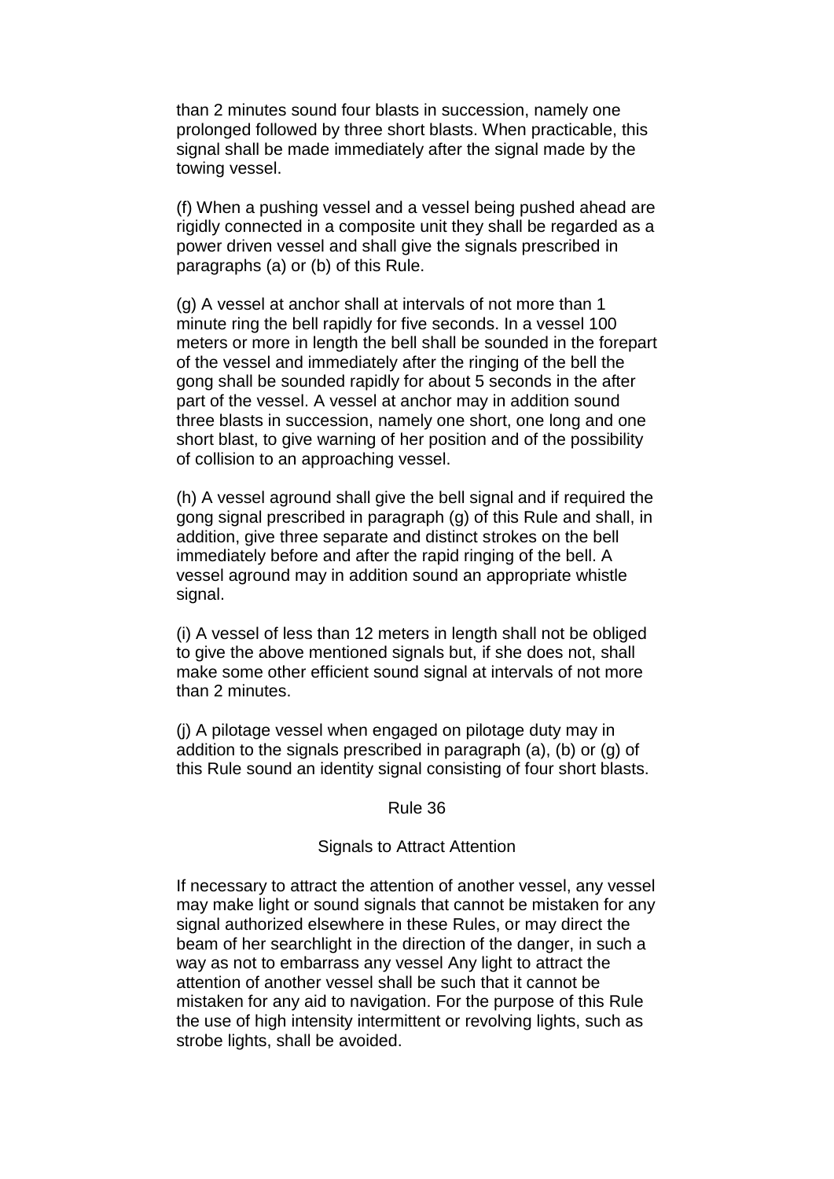than 2 minutes sound four blasts in succession, namely one prolonged followed by three short blasts. When practicable, this signal shall be made immediately after the signal made by the towing vessel.

(f) When a pushing vessel and a vessel being pushed ahead are rigidly connected in a composite unit they shall be regarded as a power driven vessel and shall give the signals prescribed in paragraphs (a) or (b) of this Rule.

(g) A vessel at anchor shall at intervals of not more than 1 minute ring the bell rapidly for five seconds. In a vessel 100 meters or more in length the bell shall be sounded in the forepart of the vessel and immediately after the ringing of the bell the gong shall be sounded rapidly for about 5 seconds in the after part of the vessel. A vessel at anchor may in addition sound three blasts in succession, namely one short, one long and one short blast, to give warning of her position and of the possibility of collision to an approaching vessel.

(h) A vessel aground shall give the bell signal and if required the gong signal prescribed in paragraph (g) of this Rule and shall, in addition, give three separate and distinct strokes on the bell immediately before and after the rapid ringing of the bell. A vessel aground may in addition sound an appropriate whistle signal.

(i) A vessel of less than 12 meters in length shall not be obliged to give the above mentioned signals but, if she does not, shall make some other efficient sound signal at intervals of not more than 2 minutes.

(j) A pilotage vessel when engaged on pilotage duty may in addition to the signals prescribed in paragraph (a), (b) or (g) of this Rule sound an identity signal consisting of four short blasts.

## Rule 36

### Signals to Attract Attention

If necessary to attract the attention of another vessel, any vessel may make light or sound signals that cannot be mistaken for any signal authorized elsewhere in these Rules, or may direct the beam of her searchlight in the direction of the danger, in such a way as not to embarrass any vessel Any light to attract the attention of another vessel shall be such that it cannot be mistaken for any aid to navigation. For the purpose of this Rule the use of high intensity intermittent or revolving lights, such as strobe lights, shall be avoided.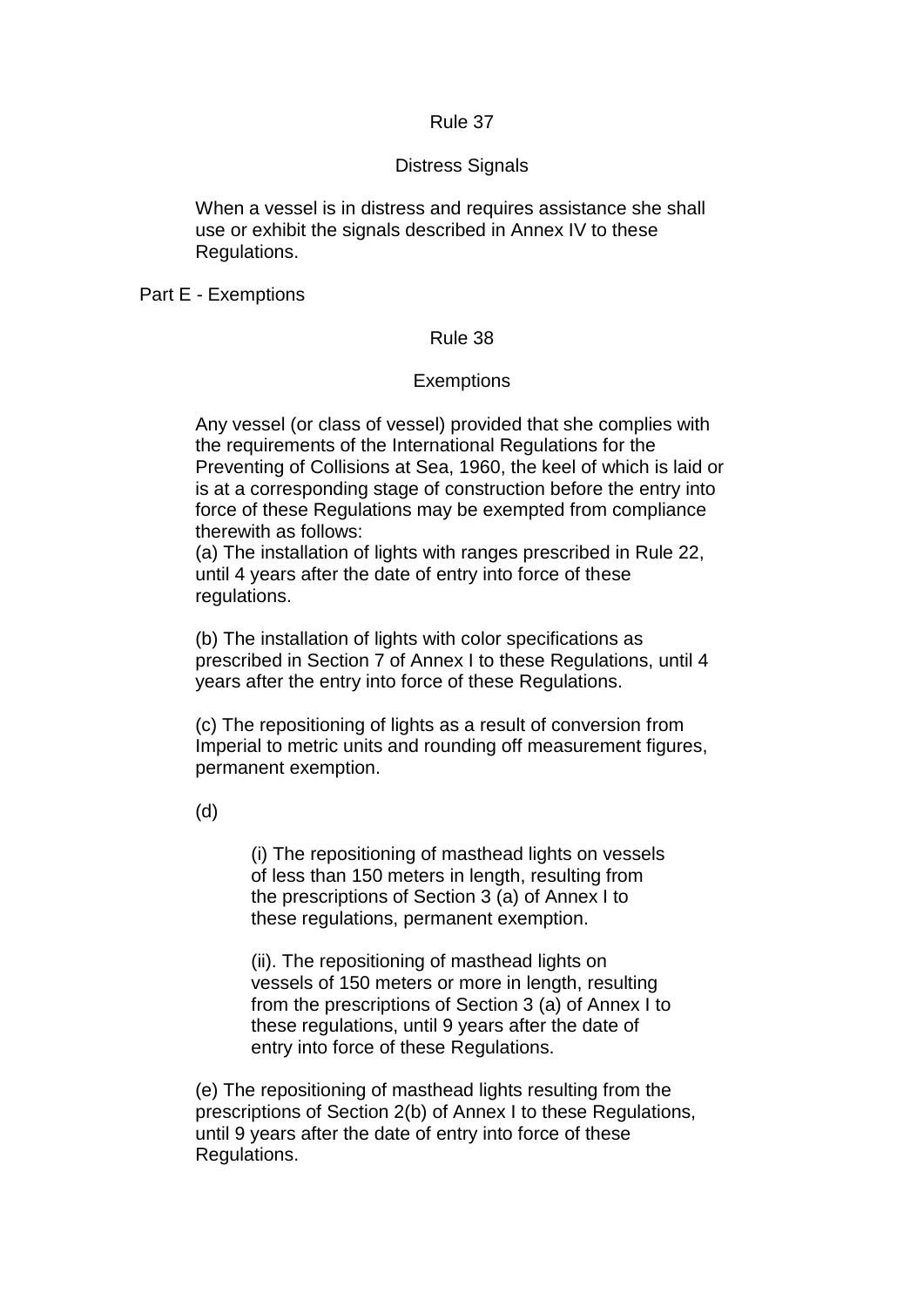### Rule 37

### Distress Signals

When a vessel is in distress and requires assistance she shall use or exhibit the signals described in Annex IV to these Regulations.

## Part E - Exemptions

### Rule 38

### Exemptions

Any vessel (or class of vessel) provided that she complies with the requirements of the International Regulations for the Preventing of Collisions at Sea, 1960, the keel of which is laid or is at a corresponding stage of construction before the entry into force of these Regulations may be exempted from compliance therewith as follows:

(a) The installation of lights with ranges prescribed in Rule 22, until 4 years after the date of entry into force of these regulations.

(b) The installation of lights with color specifications as prescribed in Section 7 of Annex I to these Regulations, until 4 years after the entry into force of these Regulations.

(c) The repositioning of lights as a result of conversion from Imperial to metric units and rounding off measurement figures, permanent exemption.

(d)

> (i) The repositioning of masthead lights on vessels of less than 150 meters in length, resulting from the prescriptions of Section 3 (a) of Annex I to these regulations, permanent exemption.
>
> (ii). The repositioning of masthead lights on vessels of 150 meters or more in length, resulting from the prescriptions of Section 3 (a) of Annex I to these regulations, until 9 years after the date of entry into force of these Regulations.

(e) The repositioning of masthead lights resulting from the prescriptions of Section 2(b) of Annex I to these Regulations, until 9 years after the date of entry into force of these Regulations.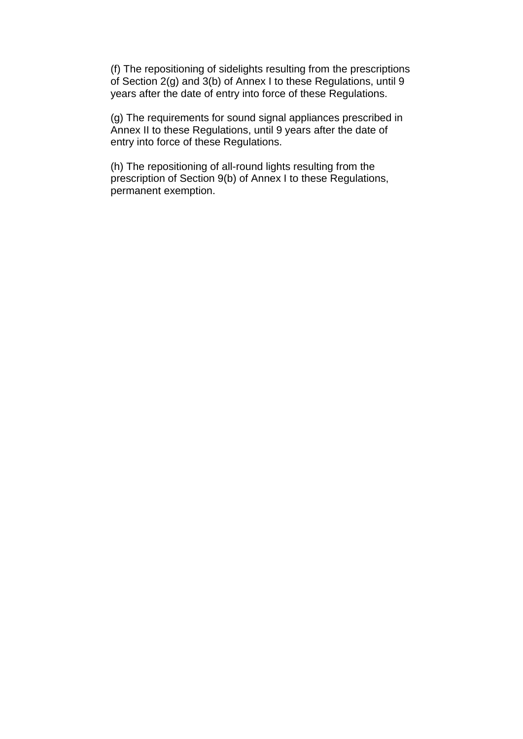(f) The repositioning of sidelights resulting from the prescriptions of Section 2(g) and 3(b) of Annex I to these Regulations, until 9 years after the date of entry into force of these Regulations.

(g) The requirements for sound signal appliances prescribed in Annex II to these Regulations, until 9 years after the date of entry into force of these Regulations.

(h) The repositioning of all-round lights resulting from the prescription of Section 9(b) of Annex I to these Regulations, permanent exemption.